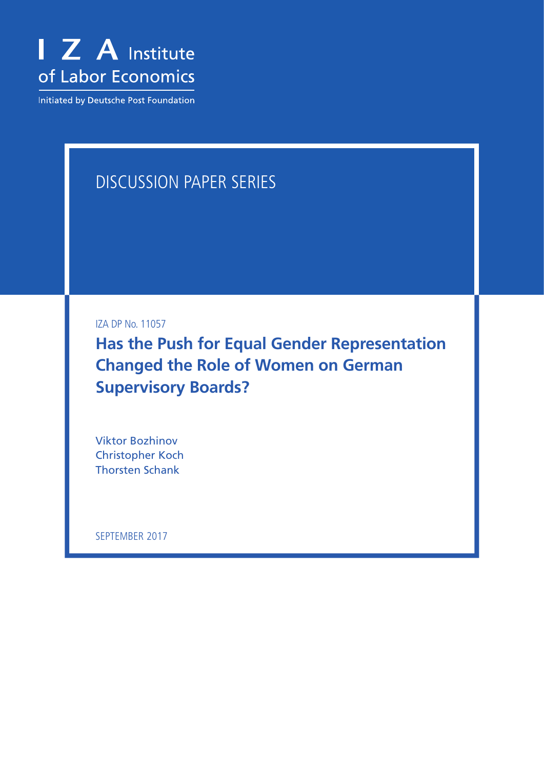I Z A Institute of Labor Economics

Initiated by Deutsche Post Foundation

DISCUSSION PAPER SERIES

IZA DP No. 11057

# Has the Push for Equal Gender Representation Changed the Role of Women on German Supervisory Boards?

Viktor Bozhinov
Christopher Koch
Thorsten Schank

SEPTEMBER 2017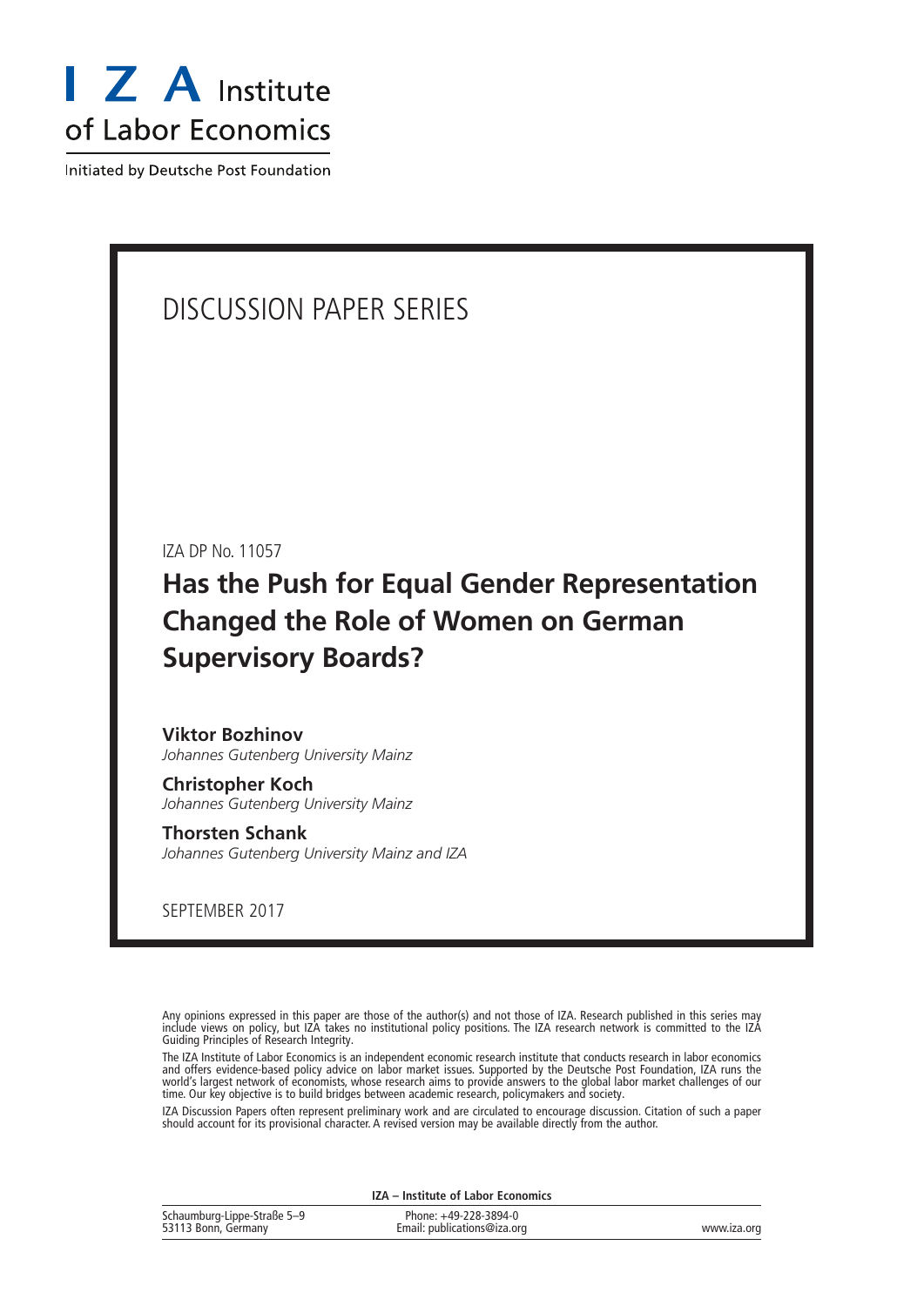I Z A Institute of Labor Economics

Initiated by Deutsche Post Foundation

# DISCUSSION PAPER SERIES

IZA DP No. 11057

## Has the Push for Equal Gender Representation Changed the Role of Women on German Supervisory Boards?

**Viktor Bozhinov**
*Johannes Gutenberg University Mainz*

**Christopher Koch**
*Johannes Gutenberg University Mainz*

**Thorsten Schank**
*Johannes Gutenberg University Mainz and IZA*

SEPTEMBER 2017

Any opinions expressed in this paper are those of the author(s) and not those of IZA. Research published in this series may include views on policy, but IZA takes no institutional policy positions. The IZA research network is committed to the IZA Guiding Principles of Research Integrity.

The IZA Institute of Labor Economics is an independent economic research institute that conducts research in labor economics and offers evidence-based policy advice on labor market issues. Supported by the Deutsche Post Foundation, IZA runs the world's largest network of economists, whose research aims to provide answers to the global labor market challenges of our time. Our key objective is to build bridges between academic research, policymakers and society.

IZA Discussion Papers often represent preliminary work and are circulated to encourage discussion. Citation of such a paper should account for its provisional character. A revised version may be available directly from the author.

**IZA – Institute of Labor Economics**

| | | |
|---|---|---|
| Schaumburg-Lippe-Straße 5–9<br>53113 Bonn, Germany | Phone: +49-228-3894-0<br>Email: publications@iza.org | www.iza.org |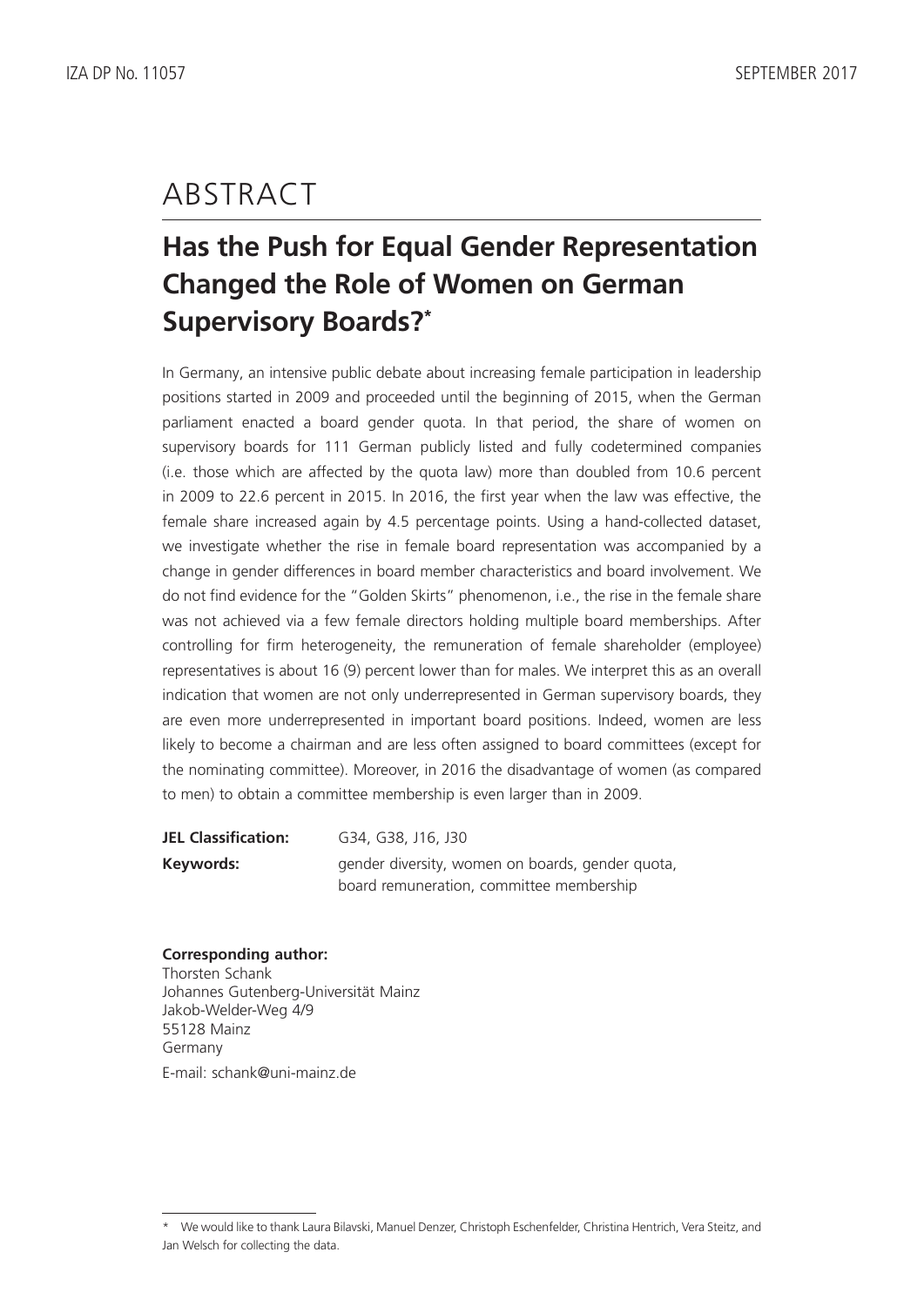# ABSTRACT

## Has the Push for Equal Gender Representation Changed the Role of Women on German Supervisory Boards?*

In Germany, an intensive public debate about increasing female participation in leadership positions started in 2009 and proceeded until the beginning of 2015, when the German parliament enacted a board gender quota. In that period, the share of women on supervisory boards for 111 German publicly listed and fully codetermined companies (i.e. those which are affected by the quota law) more than doubled from 10.6 percent in 2009 to 22.6 percent in 2015. In 2016, the first year when the law was effective, the female share increased again by 4.5 percentage points. Using a hand-collected dataset, we investigate whether the rise in female board representation was accompanied by a change in gender differences in board member characteristics and board involvement. We do not find evidence for the "Golden Skirts" phenomenon, i.e., the rise in the female share was not achieved via a few female directors holding multiple board memberships. After controlling for firm heterogeneity, the remuneration of female shareholder (employee) representatives is about 16 (9) percent lower than for males. We interpret this as an overall indication that women are not only underrepresented in German supervisory boards, they are even more underrepresented in important board positions. Indeed, women are less likely to become a chairman and are less often assigned to board committees (except for the nominating committee). Moreover, in 2016 the disadvantage of women (as compared to men) to obtain a committee membership is even larger than in 2009.

**JEL Classification:** G34, G38, J16, J30

**Keywords:** gender diversity, women on boards, gender quota, board remuneration, committee membership

**Corresponding author:**
Thorsten Schank
Johannes Gutenberg-Universität Mainz
Jakob-Welder-Weg 4/9
55128 Mainz
Germany
E-mail: schank@uni-mainz.de

\* We would like to thank Laura Bilavski, Manuel Denzer, Christoph Eschenfelder, Christina Hentrich, Vera Steitz, and Jan Welsch for collecting the data.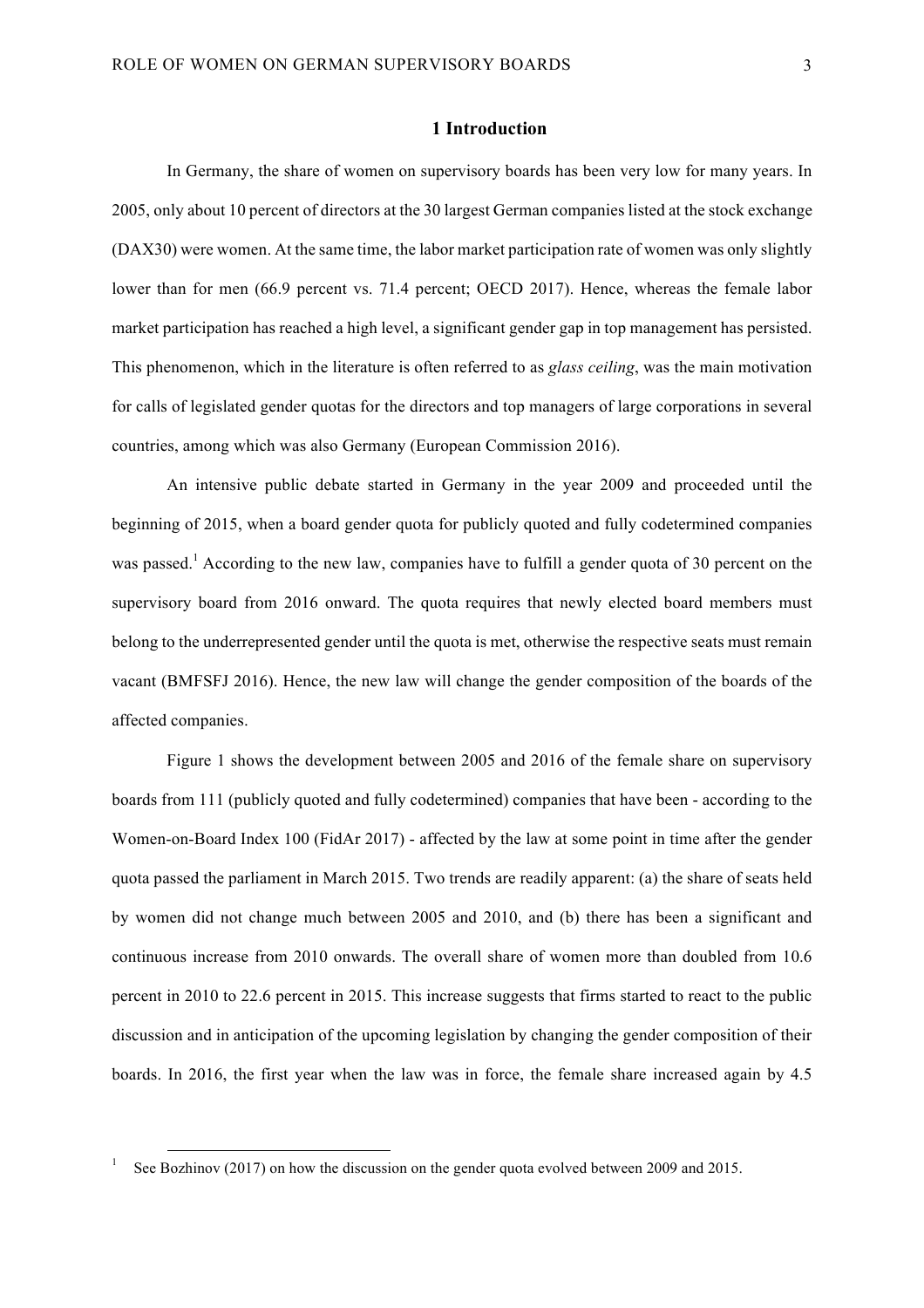# 1 Introduction

In Germany, the share of women on supervisory boards has been very low for many years. In 2005, only about 10 percent of directors at the 30 largest German companies listed at the stock exchange (DAX30) were women. At the same time, the labor market participation rate of women was only slightly lower than for men (66.9 percent vs. 71.4 percent; OECD 2017). Hence, whereas the female labor market participation has reached a high level, a significant gender gap in top management has persisted. This phenomenon, which in the literature is often referred to as *glass ceiling*, was the main motivation for calls of legislated gender quotas for the directors and top managers of large corporations in several countries, among which was also Germany (European Commission 2016).

An intensive public debate started in Germany in the year 2009 and proceeded until the beginning of 2015, when a board gender quota for publicly quoted and fully codetermined companies was passed.[1] According to the new law, companies have to fulfill a gender quota of 30 percent on the supervisory board from 2016 onward. The quota requires that newly elected board members must belong to the underrepresented gender until the quota is met, otherwise the respective seats must remain vacant (BMFSFJ 2016). Hence, the new law will change the gender composition of the boards of the affected companies.

Figure 1 shows the development between 2005 and 2016 of the female share on supervisory boards from 111 (publicly quoted and fully codetermined) companies that have been - according to the Women-on-Board Index 100 (FidAr 2017) - affected by the law at some point in time after the gender quota passed the parliament in March 2015. Two trends are readily apparent: (a) the share of seats held by women did not change much between 2005 and 2010, and (b) there has been a significant and continuous increase from 2010 onwards. The overall share of women more than doubled from 10.6 percent in 2010 to 22.6 percent in 2015. This increase suggests that firms started to react to the public discussion and in anticipation of the upcoming legislation by changing the gender composition of their boards. In 2016, the first year when the law was in force, the female share increased again by 4.5

[1] See Bozhinov (2017) on how the discussion on the gender quota evolved between 2009 and 2015.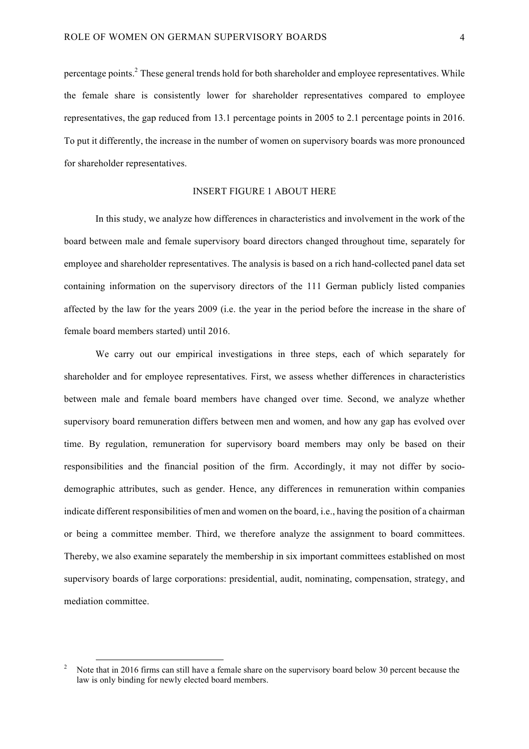percentage points.[2] These general trends hold for both shareholder and employee representatives. While the female share is consistently lower for shareholder representatives compared to employee representatives, the gap reduced from 13.1 percentage points in 2005 to 2.1 percentage points in 2016. To put it differently, the increase in the number of women on supervisory boards was more pronounced for shareholder representatives.

INSERT FIGURE 1 ABOUT HERE

In this study, we analyze how differences in characteristics and involvement in the work of the board between male and female supervisory board directors changed throughout time, separately for employee and shareholder representatives. The analysis is based on a rich hand-collected panel data set containing information on the supervisory directors of the 111 German publicly listed companies affected by the law for the years 2009 (i.e. the year in the period before the increase in the share of female board members started) until 2016.

We carry out our empirical investigations in three steps, each of which separately for shareholder and for employee representatives. First, we assess whether differences in characteristics between male and female board members have changed over time. Second, we analyze whether supervisory board remuneration differs between men and women, and how any gap has evolved over time. By regulation, remuneration for supervisory board members may only be based on their responsibilities and the financial position of the firm. Accordingly, it may not differ by socio-demographic attributes, such as gender. Hence, any differences in remuneration within companies indicate different responsibilities of men and women on the board, i.e., having the position of a chairman or being a committee member. Third, we therefore analyze the assignment to board committees. Thereby, we also examine separately the membership in six important committees established on most supervisory boards of large corporations: presidential, audit, nominating, compensation, strategy, and mediation committee.

[2] Note that in 2016 firms can still have a female share on the supervisory board below 30 percent because the law is only binding for newly elected board members.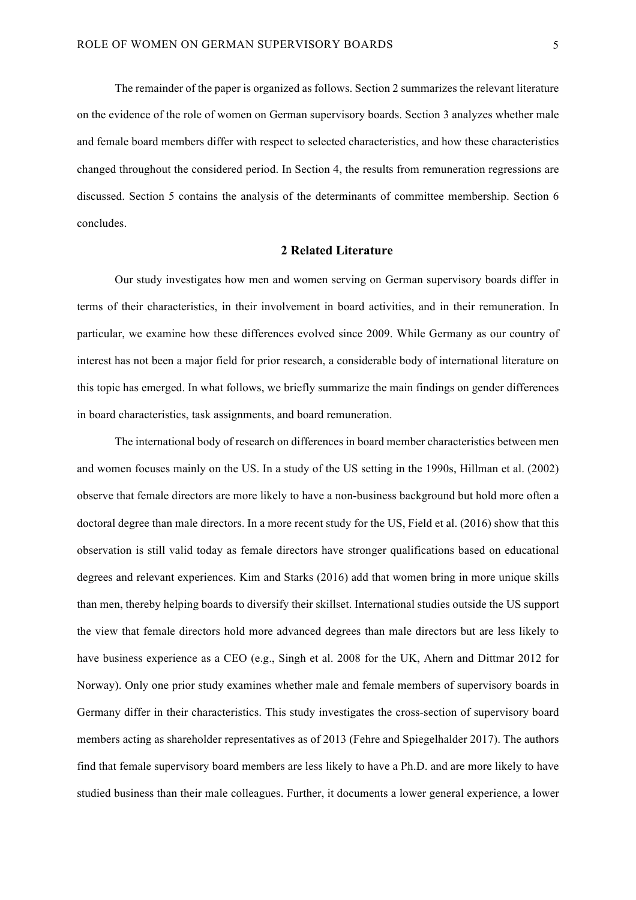The remainder of the paper is organized as follows. Section 2 summarizes the relevant literature on the evidence of the role of women on German supervisory boards. Section 3 analyzes whether male and female board members differ with respect to selected characteristics, and how these characteristics changed throughout the considered period. In Section 4, the results from remuneration regressions are discussed. Section 5 contains the analysis of the determinants of committee membership. Section 6 concludes.

## 2 Related Literature

Our study investigates how men and women serving on German supervisory boards differ in terms of their characteristics, in their involvement in board activities, and in their remuneration. In particular, we examine how these differences evolved since 2009. While Germany as our country of interest has not been a major field for prior research, a considerable body of international literature on this topic has emerged. In what follows, we briefly summarize the main findings on gender differences in board characteristics, task assignments, and board remuneration.

The international body of research on differences in board member characteristics between men and women focuses mainly on the US. In a study of the US setting in the 1990s, Hillman et al. (2002) observe that female directors are more likely to have a non-business background but hold more often a doctoral degree than male directors. In a more recent study for the US, Field et al. (2016) show that this observation is still valid today as female directors have stronger qualifications based on educational degrees and relevant experiences. Kim and Starks (2016) add that women bring in more unique skills than men, thereby helping boards to diversify their skillset. International studies outside the US support the view that female directors hold more advanced degrees than male directors but are less likely to have business experience as a CEO (e.g., Singh et al. 2008 for the UK, Ahern and Dittmar 2012 for Norway). Only one prior study examines whether male and female members of supervisory boards in Germany differ in their characteristics. This study investigates the cross-section of supervisory board members acting as shareholder representatives as of 2013 (Fehre and Spiegelhalder 2017). The authors find that female supervisory board members are less likely to have a Ph.D. and are more likely to have studied business than their male colleagues. Further, it documents a lower general experience, a lower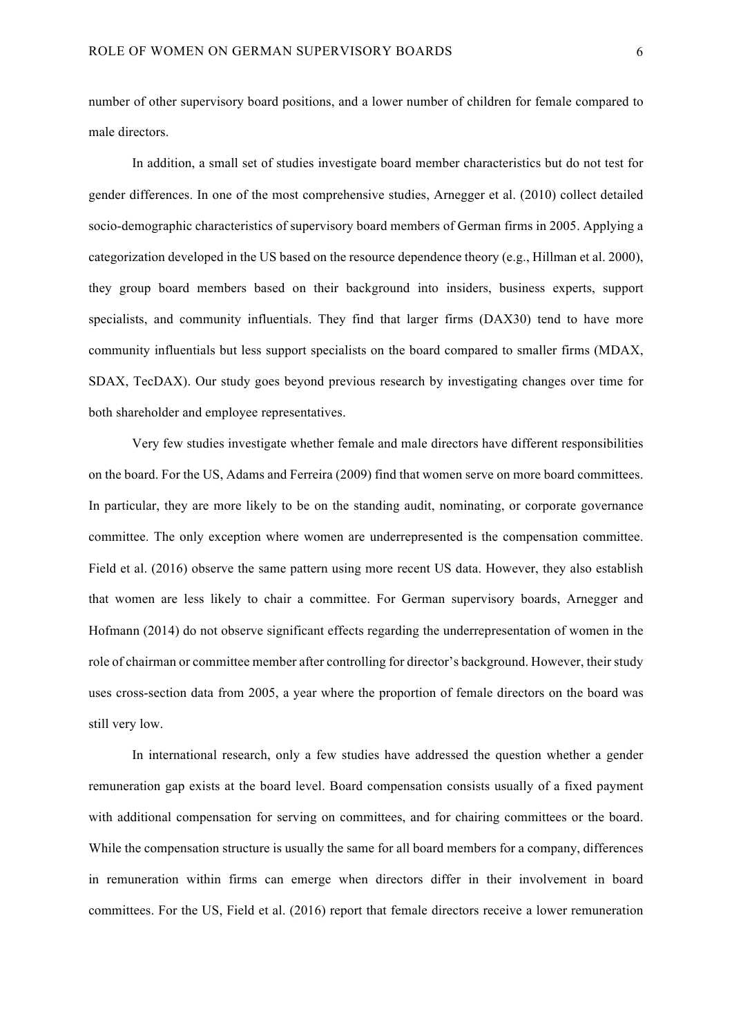number of other supervisory board positions, and a lower number of children for female compared to male directors.

In addition, a small set of studies investigate board member characteristics but do not test for gender differences. In one of the most comprehensive studies, Arnegger et al. (2010) collect detailed socio-demographic characteristics of supervisory board members of German firms in 2005. Applying a categorization developed in the US based on the resource dependence theory (e.g., Hillman et al. 2000), they group board members based on their background into insiders, business experts, support specialists, and community influentials. They find that larger firms (DAX30) tend to have more community influentials but less support specialists on the board compared to smaller firms (MDAX, SDAX, TecDAX). Our study goes beyond previous research by investigating changes over time for both shareholder and employee representatives.

Very few studies investigate whether female and male directors have different responsibilities on the board. For the US, Adams and Ferreira (2009) find that women serve on more board committees. In particular, they are more likely to be on the standing audit, nominating, or corporate governance committee. The only exception where women are underrepresented is the compensation committee. Field et al. (2016) observe the same pattern using more recent US data. However, they also establish that women are less likely to chair a committee. For German supervisory boards, Arnegger and Hofmann (2014) do not observe significant effects regarding the underrepresentation of women in the role of chairman or committee member after controlling for director's background. However, their study uses cross-section data from 2005, a year where the proportion of female directors on the board was still very low.

In international research, only a few studies have addressed the question whether a gender remuneration gap exists at the board level. Board compensation consists usually of a fixed payment with additional compensation for serving on committees, and for chairing committees or the board. While the compensation structure is usually the same for all board members for a company, differences in remuneration within firms can emerge when directors differ in their involvement in board committees. For the US, Field et al. (2016) report that female directors receive a lower remuneration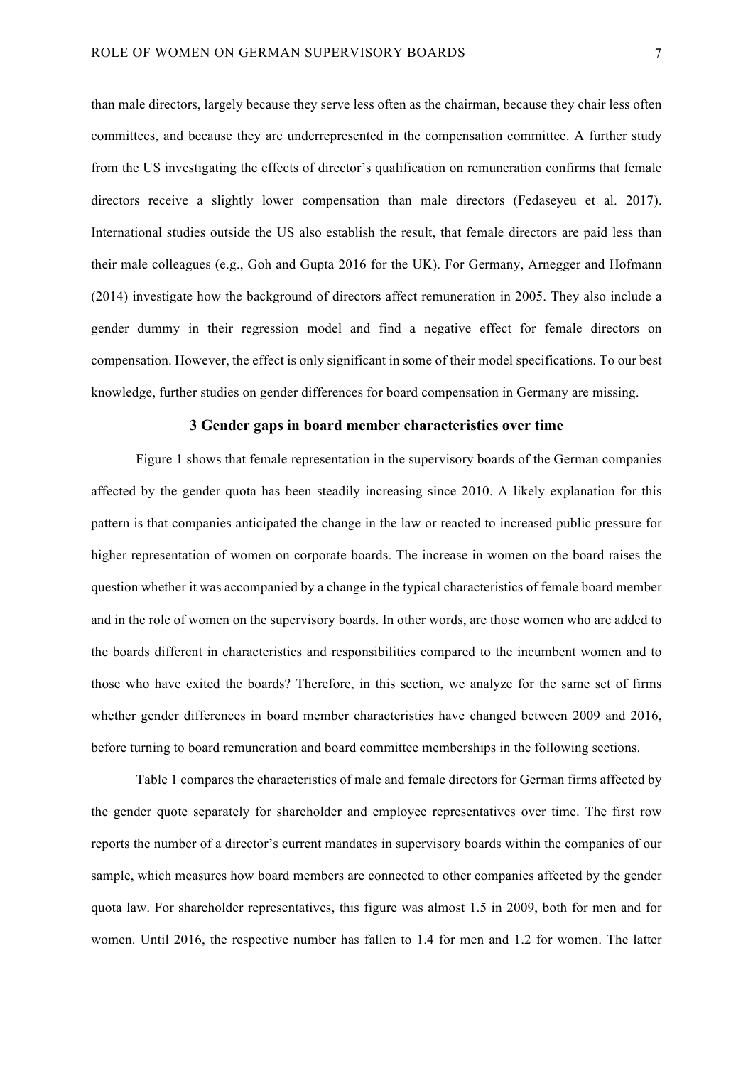than male directors, largely because they serve less often as the chairman, because they chair less often committees, and because they are underrepresented in the compensation committee. A further study from the US investigating the effects of director's qualification on remuneration confirms that female directors receive a slightly lower compensation than male directors (Fedaseyeu et al. 2017). International studies outside the US also establish the result, that female directors are paid less than their male colleagues (e.g., Goh and Gupta 2016 for the UK). For Germany, Arnegger and Hofmann (2014) investigate how the background of directors affect remuneration in 2005. They also include a gender dummy in their regression model and find a negative effect for female directors on compensation. However, the effect is only significant in some of their model specifications. To our best knowledge, further studies on gender differences for board compensation in Germany are missing.

## 3 Gender gaps in board member characteristics over time

Figure 1 shows that female representation in the supervisory boards of the German companies affected by the gender quota has been steadily increasing since 2010. A likely explanation for this pattern is that companies anticipated the change in the law or reacted to increased public pressure for higher representation of women on corporate boards. The increase in women on the board raises the question whether it was accompanied by a change in the typical characteristics of female board member and in the role of women on the supervisory boards. In other words, are those women who are added to the boards different in characteristics and responsibilities compared to the incumbent women and to those who have exited the boards? Therefore, in this section, we analyze for the same set of firms whether gender differences in board member characteristics have changed between 2009 and 2016, before turning to board remuneration and board committee memberships in the following sections.

Table 1 compares the characteristics of male and female directors for German firms affected by the gender quote separately for shareholder and employee representatives over time. The first row reports the number of a director's current mandates in supervisory boards within the companies of our sample, which measures how board members are connected to other companies affected by the gender quota law. For shareholder representatives, this figure was almost 1.5 in 2009, both for men and for women. Until 2016, the respective number has fallen to 1.4 for men and 1.2 for women. The latter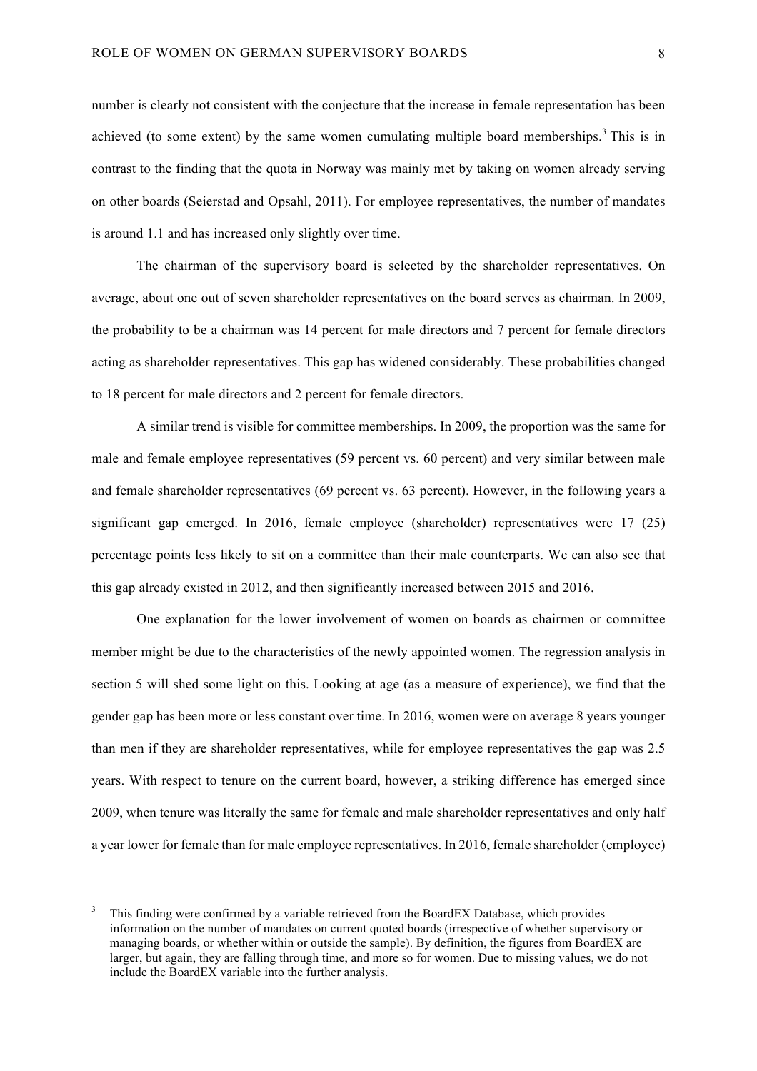number is clearly not consistent with the conjecture that the increase in female representation has been achieved (to some extent) by the same women cumulating multiple board memberships.[3] This is in contrast to the finding that the quota in Norway was mainly met by taking on women already serving on other boards (Seierstad and Opsahl, 2011). For employee representatives, the number of mandates is around 1.1 and has increased only slightly over time.

The chairman of the supervisory board is selected by the shareholder representatives. On average, about one out of seven shareholder representatives on the board serves as chairman. In 2009, the probability to be a chairman was 14 percent for male directors and 7 percent for female directors acting as shareholder representatives. This gap has widened considerably. These probabilities changed to 18 percent for male directors and 2 percent for female directors.

A similar trend is visible for committee memberships. In 2009, the proportion was the same for male and female employee representatives (59 percent vs. 60 percent) and very similar between male and female shareholder representatives (69 percent vs. 63 percent). However, in the following years a significant gap emerged. In 2016, female employee (shareholder) representatives were 17 (25) percentage points less likely to sit on a committee than their male counterparts. We can also see that this gap already existed in 2012, and then significantly increased between 2015 and 2016.

One explanation for the lower involvement of women on boards as chairmen or committee member might be due to the characteristics of the newly appointed women. The regression analysis in section 5 will shed some light on this. Looking at age (as a measure of experience), we find that the gender gap has been more or less constant over time. In 2016, women were on average 8 years younger than men if they are shareholder representatives, while for employee representatives the gap was 2.5 years. With respect to tenure on the current board, however, a striking difference has emerged since 2009, when tenure was literally the same for female and male shareholder representatives and only half a year lower for female than for male employee representatives. In 2016, female shareholder (employee)

[3] This finding were confirmed by a variable retrieved from the BoardEX Database, which provides information on the number of mandates on current quoted boards (irrespective of whether supervisory or managing boards, or whether within or outside the sample). By definition, the figures from BoardEX are larger, but again, they are falling through time, and more so for women. Due to missing values, we do not include the BoardEX variable into the further analysis.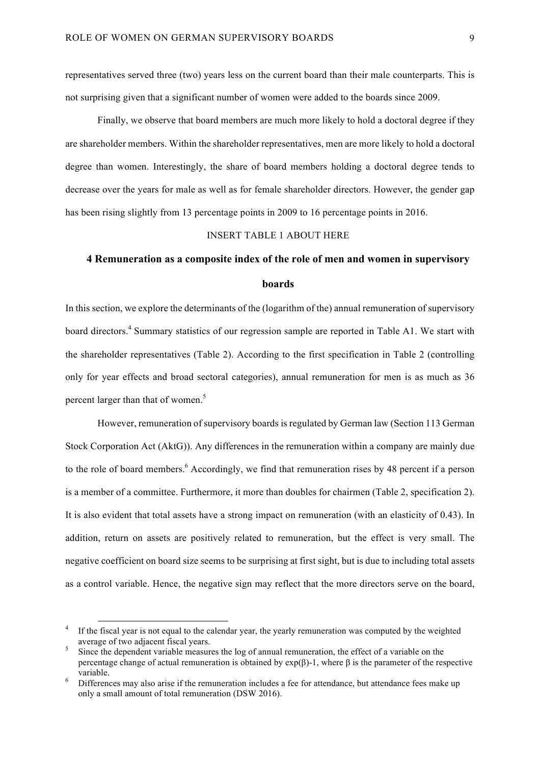representatives served three (two) years less on the current board than their male counterparts. This is not surprising given that a significant number of women were added to the boards since 2009.

Finally, we observe that board members are much more likely to hold a doctoral degree if they are shareholder members. Within the shareholder representatives, men are more likely to hold a doctoral degree than women. Interestingly, the share of board members holding a doctoral degree tends to decrease over the years for male as well as for female shareholder directors. However, the gender gap has been rising slightly from 13 percentage points in 2009 to 16 percentage points in 2016.

INSERT TABLE 1 ABOUT HERE

## 4 Remuneration as a composite index of the role of men and women in supervisory boards

In this section, we explore the determinants of the (logarithm of the) annual remuneration of supervisory board directors.[4] Summary statistics of our regression sample are reported in Table A1. We start with the shareholder representatives (Table 2). According to the first specification in Table 2 (controlling only for year effects and broad sectoral categories), annual remuneration for men is as much as 36 percent larger than that of women.[5]

However, remuneration of supervisory boards is regulated by German law (Section 113 German Stock Corporation Act (AktG)). Any differences in the remuneration within a company are mainly due to the role of board members.[6] Accordingly, we find that remuneration rises by 48 percent if a person is a member of a committee. Furthermore, it more than doubles for chairmen (Table 2, specification 2). It is also evident that total assets have a strong impact on remuneration (with an elasticity of 0.43). In addition, return on assets are positively related to remuneration, but the effect is very small. The negative coefficient on board size seems to be surprising at first sight, but is due to including total assets as a control variable. Hence, the negative sign may reflect that the more directors serve on the board,

[4] If the fiscal year is not equal to the calendar year, the yearly remuneration was computed by the weighted average of two adjacent fiscal years.

[5] Since the dependent variable measures the log of annual remuneration, the effect of a variable on the percentage change of actual remuneration is obtained by $\exp(\beta)-1$, where $\beta$ is the parameter of the respective variable.

[6] Differences may also arise if the remuneration includes a fee for attendance, but attendance fees make up only a small amount of total remuneration (DSW 2016).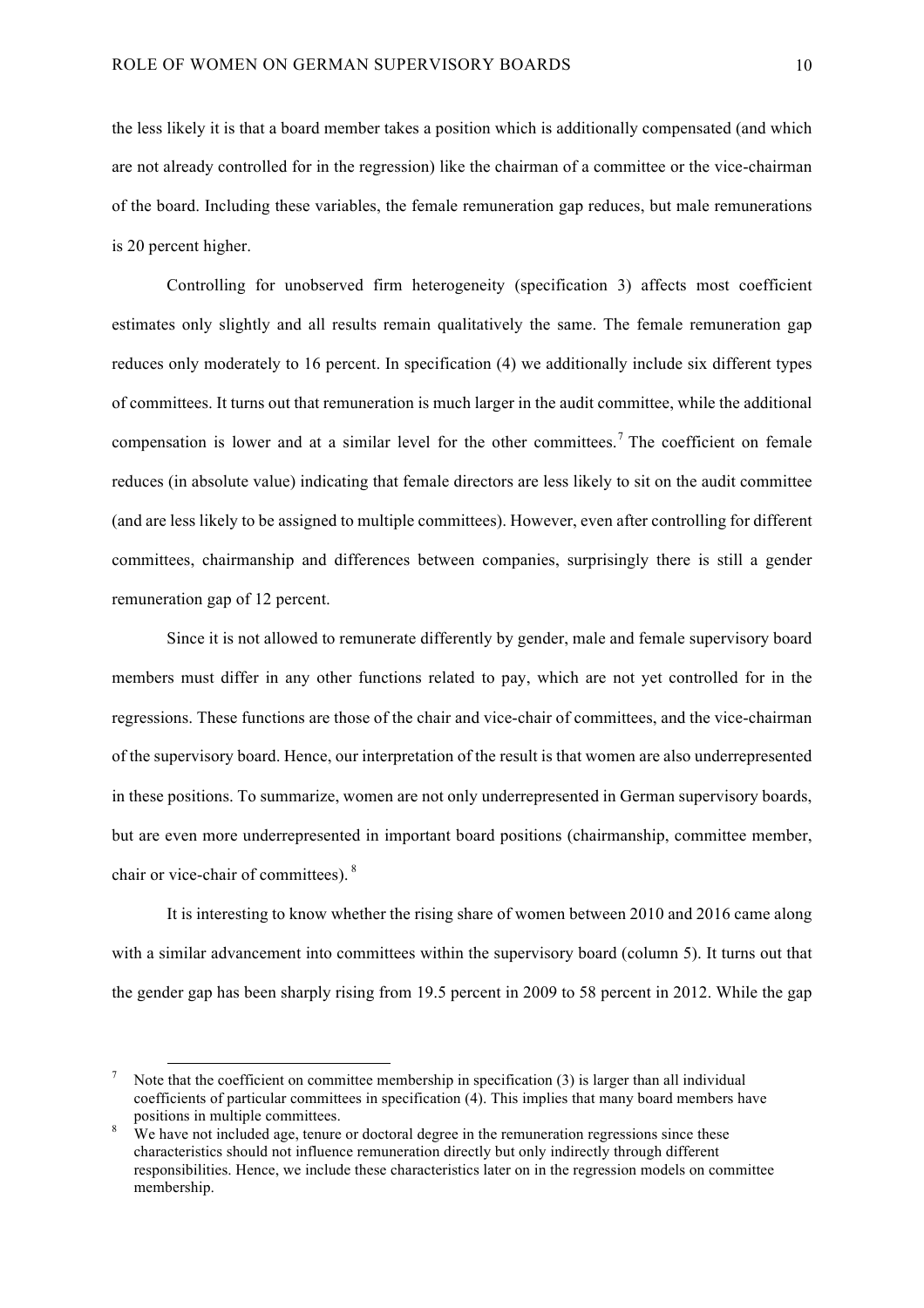the less likely it is that a board member takes a position which is additionally compensated (and which are not already controlled for in the regression) like the chairman of a committee or the vice-chairman of the board. Including these variables, the female remuneration gap reduces, but male remunerations is 20 percent higher.

Controlling for unobserved firm heterogeneity (specification 3) affects most coefficient estimates only slightly and all results remain qualitatively the same. The female remuneration gap reduces only moderately to 16 percent. In specification (4) we additionally include six different types of committees. It turns out that remuneration is much larger in the audit committee, while the additional compensation is lower and at a similar level for the other committees.[7] The coefficient on female reduces (in absolute value) indicating that female directors are less likely to sit on the audit committee (and are less likely to be assigned to multiple committees). However, even after controlling for different committees, chairmanship and differences between companies, surprisingly there is still a gender remuneration gap of 12 percent.

Since it is not allowed to remunerate differently by gender, male and female supervisory board members must differ in any other functions related to pay, which are not yet controlled for in the regressions. These functions are those of the chair and vice-chair of committees, and the vice-chairman of the supervisory board. Hence, our interpretation of the result is that women are also underrepresented in these positions. To summarize, women are not only underrepresented in German supervisory boards, but are even more underrepresented in important board positions (chairmanship, committee member, chair or vice-chair of committees).[8]

It is interesting to know whether the rising share of women between 2010 and 2016 came along with a similar advancement into committees within the supervisory board (column 5). It turns out that the gender gap has been sharply rising from 19.5 percent in 2009 to 58 percent in 2012. While the gap

[7] Note that the coefficient on committee membership in specification (3) is larger than all individual coefficients of particular committees in specification (4). This implies that many board members have positions in multiple committees.

[8] We have not included age, tenure or doctoral degree in the remuneration regressions since these characteristics should not influence remuneration directly but only indirectly through different responsibilities. Hence, we include these characteristics later on in the regression models on committee membership.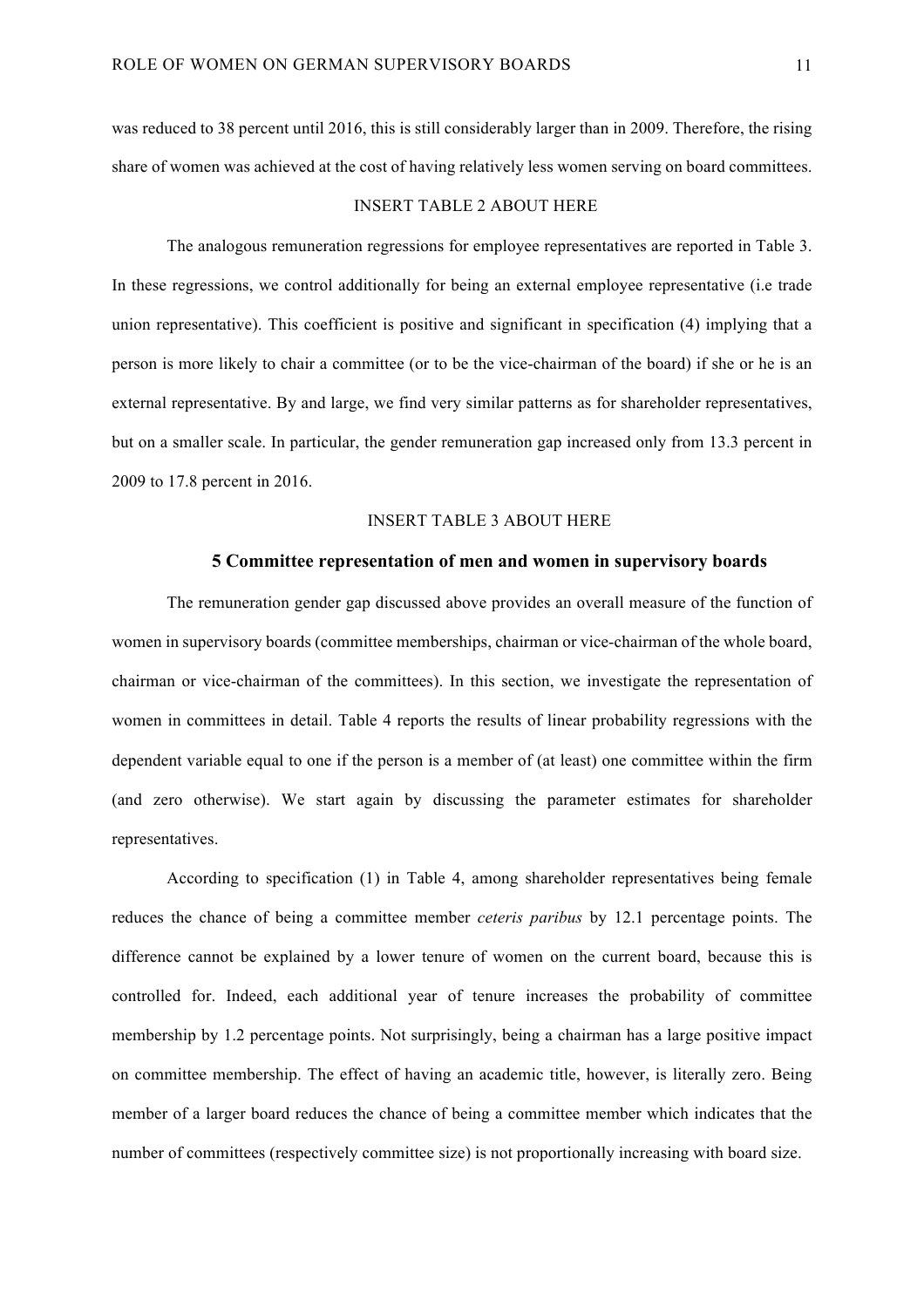was reduced to 38 percent until 2016, this is still considerably larger than in 2009. Therefore, the rising share of women was achieved at the cost of having relatively less women serving on board committees.

INSERT TABLE 2 ABOUT HERE

The analogous remuneration regressions for employee representatives are reported in Table 3. In these regressions, we control additionally for being an external employee representative (i.e trade union representative). This coefficient is positive and significant in specification (4) implying that a person is more likely to chair a committee (or to be the vice-chairman of the board) if she or he is an external representative. By and large, we find very similar patterns as for shareholder representatives, but on a smaller scale. In particular, the gender remuneration gap increased only from 13.3 percent in 2009 to 17.8 percent in 2016.

INSERT TABLE 3 ABOUT HERE

## 5 Committee representation of men and women in supervisory boards

The remuneration gender gap discussed above provides an overall measure of the function of women in supervisory boards (committee memberships, chairman or vice-chairman of the whole board, chairman or vice-chairman of the committees). In this section, we investigate the representation of women in committees in detail. Table 4 reports the results of linear probability regressions with the dependent variable equal to one if the person is a member of (at least) one committee within the firm (and zero otherwise). We start again by discussing the parameter estimates for shareholder representatives.

According to specification (1) in Table 4, among shareholder representatives being female reduces the chance of being a committee member *ceteris paribus* by 12.1 percentage points. The difference cannot be explained by a lower tenure of women on the current board, because this is controlled for. Indeed, each additional year of tenure increases the probability of committee membership by 1.2 percentage points. Not surprisingly, being a chairman has a large positive impact on committee membership. The effect of having an academic title, however, is literally zero. Being member of a larger board reduces the chance of being a committee member which indicates that the number of committees (respectively committee size) is not proportionally increasing with board size.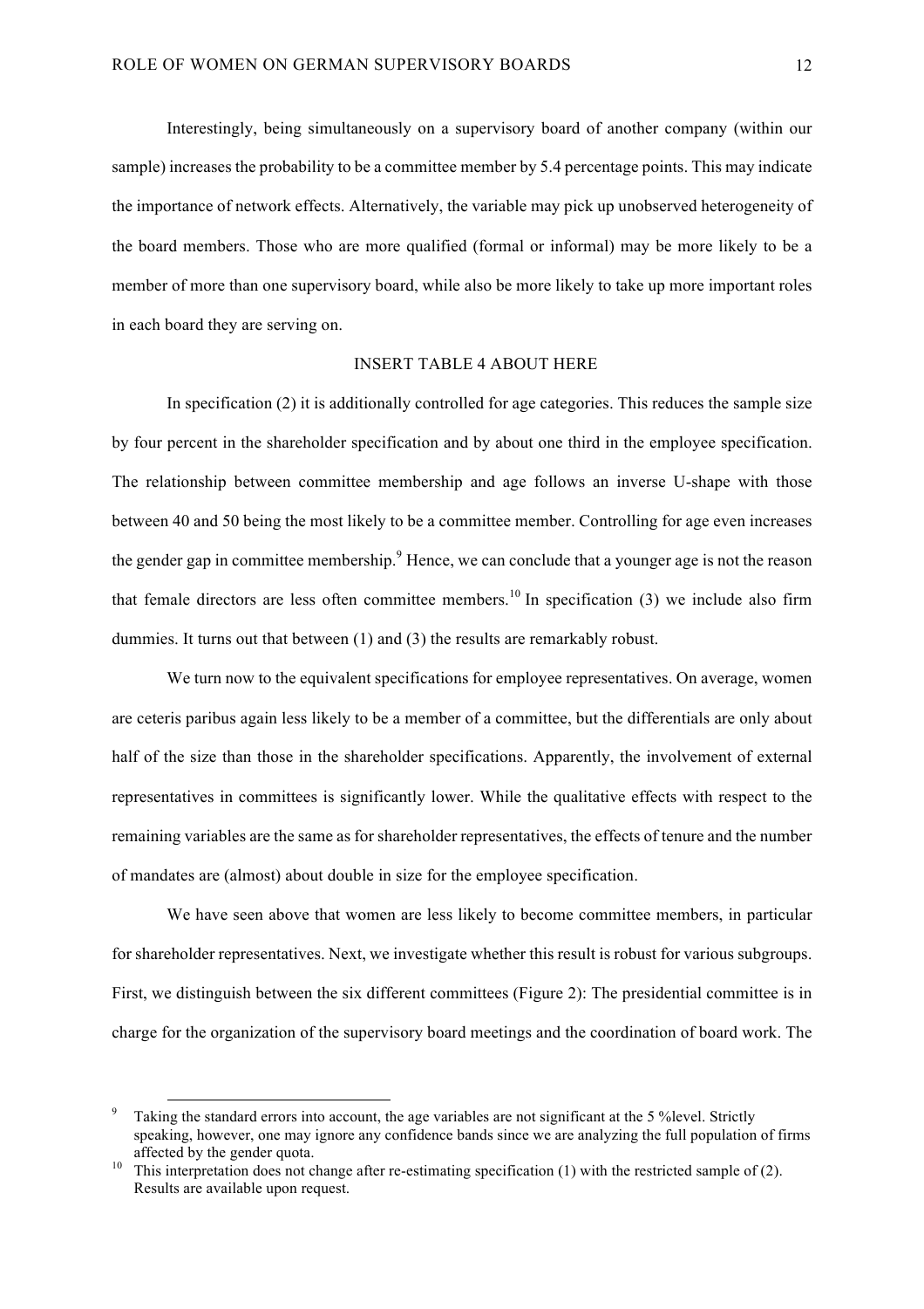Interestingly, being simultaneously on a supervisory board of another company (within our sample) increases the probability to be a committee member by 5.4 percentage points. This may indicate the importance of network effects. Alternatively, the variable may pick up unobserved heterogeneity of the board members. Those who are more qualified (formal or informal) may be more likely to be a member of more than one supervisory board, while also be more likely to take up more important roles in each board they are serving on.

INSERT TABLE 4 ABOUT HERE

In specification (2) it is additionally controlled for age categories. This reduces the sample size by four percent in the shareholder specification and by about one third in the employee specification. The relationship between committee membership and age follows an inverse U-shape with those between 40 and 50 being the most likely to be a committee member. Controlling for age even increases the gender gap in committee membership.[9] Hence, we can conclude that a younger age is not the reason that female directors are less often committee members.[10] In specification (3) we include also firm dummies. It turns out that between (1) and (3) the results are remarkably robust.

We turn now to the equivalent specifications for employee representatives. On average, women are ceteris paribus again less likely to be a member of a committee, but the differentials are only about half of the size than those in the shareholder specifications. Apparently, the involvement of external representatives in committees is significantly lower. While the qualitative effects with respect to the remaining variables are the same as for shareholder representatives, the effects of tenure and the number of mandates are (almost) about double in size for the employee specification.

We have seen above that women are less likely to become committee members, in particular for shareholder representatives. Next, we investigate whether this result is robust for various subgroups. First, we distinguish between the six different committees (Figure 2): The presidential committee is in charge for the organization of the supervisory board meetings and the coordination of board work. The

---

[9] Taking the standard errors into account, the age variables are not significant at the 5 %level. Strictly speaking, however, one may ignore any confidence bands since we are analyzing the full population of firms affected by the gender quota.

[10] This interpretation does not change after re-estimating specification (1) with the restricted sample of (2). Results are available upon request.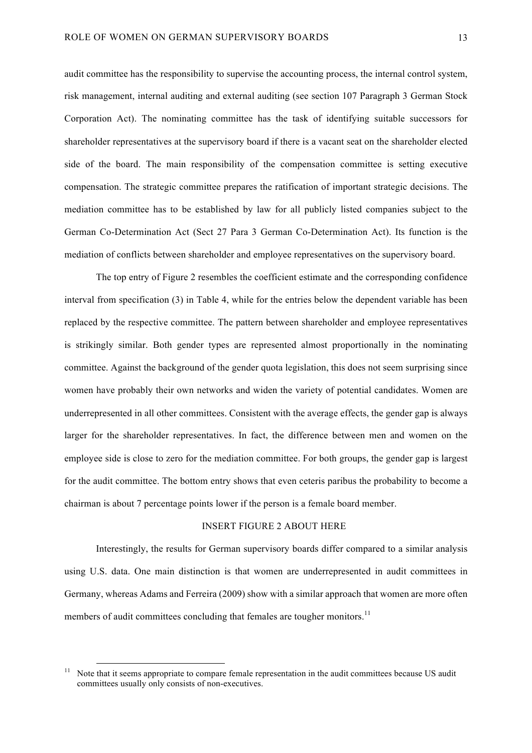audit committee has the responsibility to supervise the accounting process, the internal control system, risk management, internal auditing and external auditing (see section 107 Paragraph 3 German Stock Corporation Act). The nominating committee has the task of identifying suitable successors for shareholder representatives at the supervisory board if there is a vacant seat on the shareholder elected side of the board. The main responsibility of the compensation committee is setting executive compensation. The strategic committee prepares the ratification of important strategic decisions. The mediation committee has to be established by law for all publicly listed companies subject to the German Co-Determination Act (Sect 27 Para 3 German Co-Determination Act). Its function is the mediation of conflicts between shareholder and employee representatives on the supervisory board.

The top entry of Figure 2 resembles the coefficient estimate and the corresponding confidence interval from specification (3) in Table 4, while for the entries below the dependent variable has been replaced by the respective committee. The pattern between shareholder and employee representatives is strikingly similar. Both gender types are represented almost proportionally in the nominating committee. Against the background of the gender quota legislation, this does not seem surprising since women have probably their own networks and widen the variety of potential candidates. Women are underrepresented in all other committees. Consistent with the average effects, the gender gap is always larger for the shareholder representatives. In fact, the difference between men and women on the employee side is close to zero for the mediation committee. For both groups, the gender gap is largest for the audit committee. The bottom entry shows that even ceteris paribus the probability to become a chairman is about 7 percentage points lower if the person is a female board member.

INSERT FIGURE 2 ABOUT HERE

Interestingly, the results for German supervisory boards differ compared to a similar analysis using U.S. data. One main distinction is that women are underrepresented in audit committees in Germany, whereas Adams and Ferreira (2009) show with a similar approach that women are more often members of audit committees concluding that females are tougher monitors.[11]

[11] Note that it seems appropriate to compare female representation in the audit committees because US audit committees usually only consists of non-executives.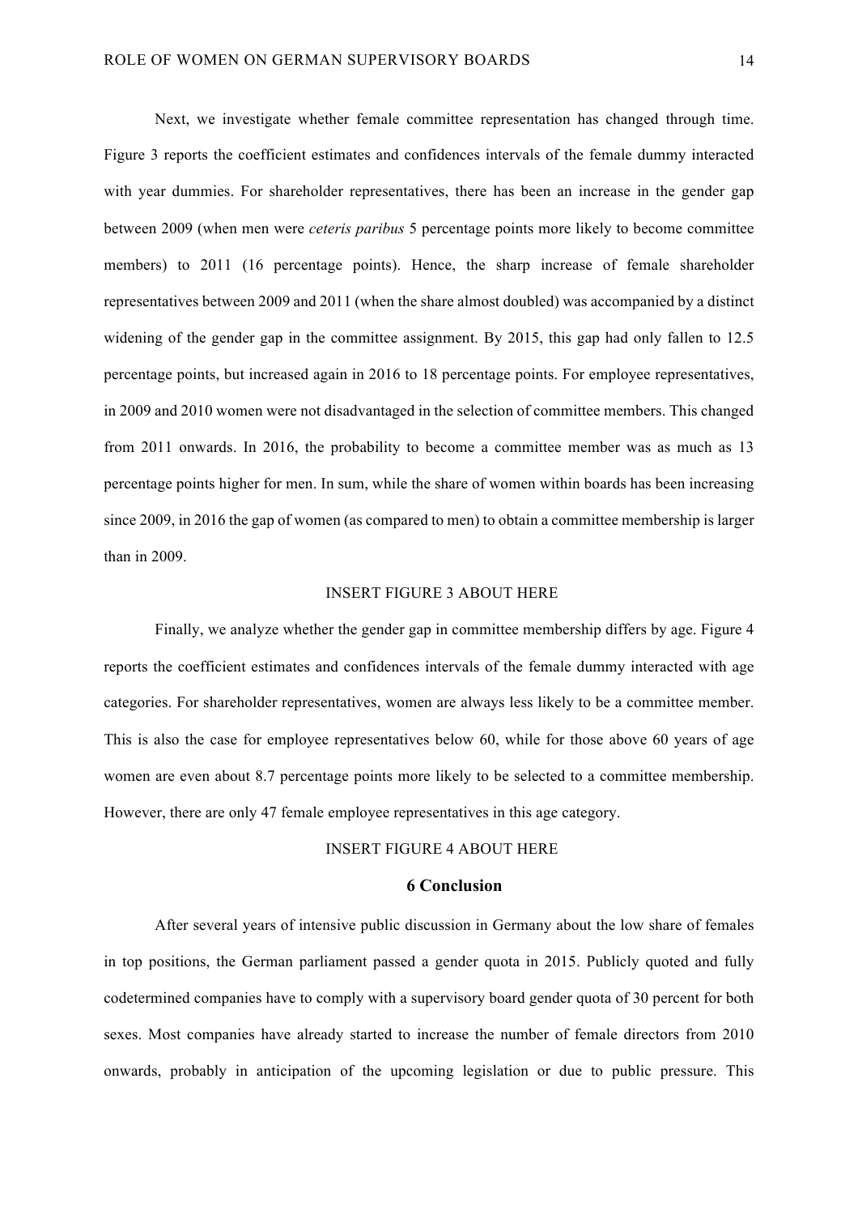Next, we investigate whether female committee representation has changed through time. Figure 3 reports the coefficient estimates and confidences intervals of the female dummy interacted with year dummies. For shareholder representatives, there has been an increase in the gender gap between 2009 (when men were *ceteris paribus* 5 percentage points more likely to become committee members) to 2011 (16 percentage points). Hence, the sharp increase of female shareholder representatives between 2009 and 2011 (when the share almost doubled) was accompanied by a distinct widening of the gender gap in the committee assignment. By 2015, this gap had only fallen to 12.5 percentage points, but increased again in 2016 to 18 percentage points. For employee representatives, in 2009 and 2010 women were not disadvantaged in the selection of committee members. This changed from 2011 onwards. In 2016, the probability to become a committee member was as much as 13 percentage points higher for men. In sum, while the share of women within boards has been increasing since 2009, in 2016 the gap of women (as compared to men) to obtain a committee membership is larger than in 2009.

INSERT FIGURE 3 ABOUT HERE

Finally, we analyze whether the gender gap in committee membership differs by age. Figure 4 reports the coefficient estimates and confidences intervals of the female dummy interacted with age categories. For shareholder representatives, women are always less likely to be a committee member. This is also the case for employee representatives below 60, while for those above 60 years of age women are even about 8.7 percentage points more likely to be selected to a committee membership. However, there are only 47 female employee representatives in this age category.

INSERT FIGURE 4 ABOUT HERE

## 6 Conclusion

After several years of intensive public discussion in Germany about the low share of females in top positions, the German parliament passed a gender quota in 2015. Publicly quoted and fully codetermined companies have to comply with a supervisory board gender quota of 30 percent for both sexes. Most companies have already started to increase the number of female directors from 2010 onwards, probably in anticipation of the upcoming legislation or due to public pressure. This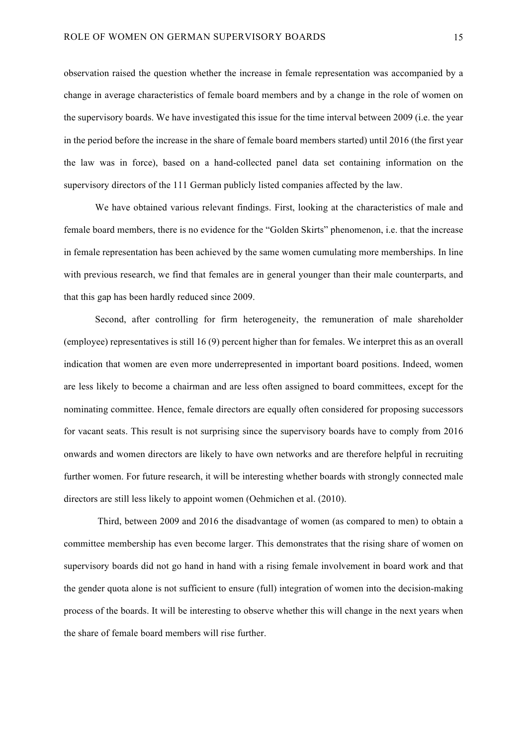observation raised the question whether the increase in female representation was accompanied by a change in average characteristics of female board members and by a change in the role of women on the supervisory boards. We have investigated this issue for the time interval between 2009 (i.e. the year in the period before the increase in the share of female board members started) until 2016 (the first year the law was in force), based on a hand-collected panel data set containing information on the supervisory directors of the 111 German publicly listed companies affected by the law.

We have obtained various relevant findings. First, looking at the characteristics of male and female board members, there is no evidence for the "Golden Skirts" phenomenon, i.e. that the increase in female representation has been achieved by the same women cumulating more memberships. In line with previous research, we find that females are in general younger than their male counterparts, and that this gap has been hardly reduced since 2009.

Second, after controlling for firm heterogeneity, the remuneration of male shareholder (employee) representatives is still 16 (9) percent higher than for females. We interpret this as an overall indication that women are even more underrepresented in important board positions. Indeed, women are less likely to become a chairman and are less often assigned to board committees, except for the nominating committee. Hence, female directors are equally often considered for proposing successors for vacant seats. This result is not surprising since the supervisory boards have to comply from 2016 onwards and women directors are likely to have own networks and are therefore helpful in recruiting further women. For future research, it will be interesting whether boards with strongly connected male directors are still less likely to appoint women (Oehmichen et al. (2010).

Third, between 2009 and 2016 the disadvantage of women (as compared to men) to obtain a committee membership has even become larger. This demonstrates that the rising share of women on supervisory boards did not go hand in hand with a rising female involvement in board work and that the gender quota alone is not sufficient to ensure (full) integration of women into the decision-making process of the boards. It will be interesting to observe whether this will change in the next years when the share of female board members will rise further.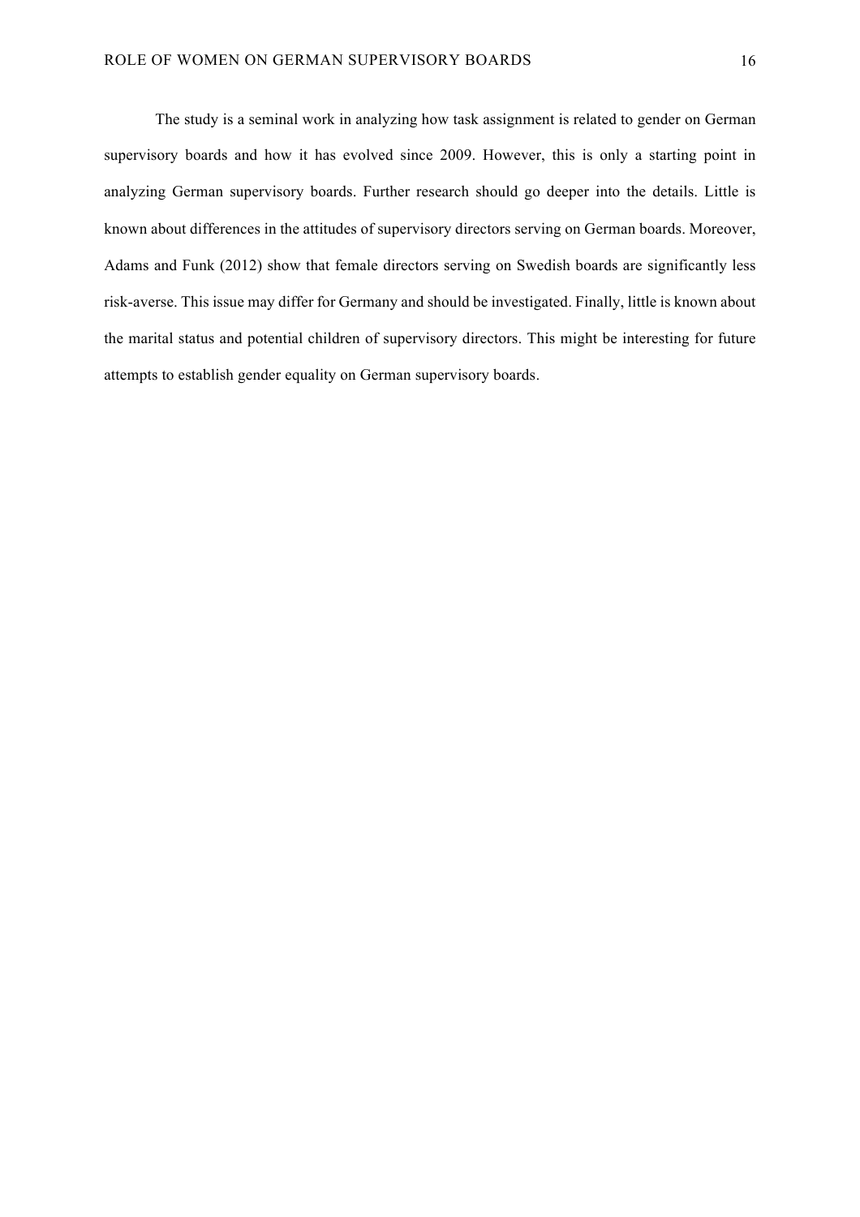The study is a seminal work in analyzing how task assignment is related to gender on German supervisory boards and how it has evolved since 2009. However, this is only a starting point in analyzing German supervisory boards. Further research should go deeper into the details. Little is known about differences in the attitudes of supervisory directors serving on German boards. Moreover, Adams and Funk (2012) show that female directors serving on Swedish boards are significantly less risk-averse. This issue may differ for Germany and should be investigated. Finally, little is known about the marital status and potential children of supervisory directors. This might be interesting for future attempts to establish gender equality on German supervisory boards.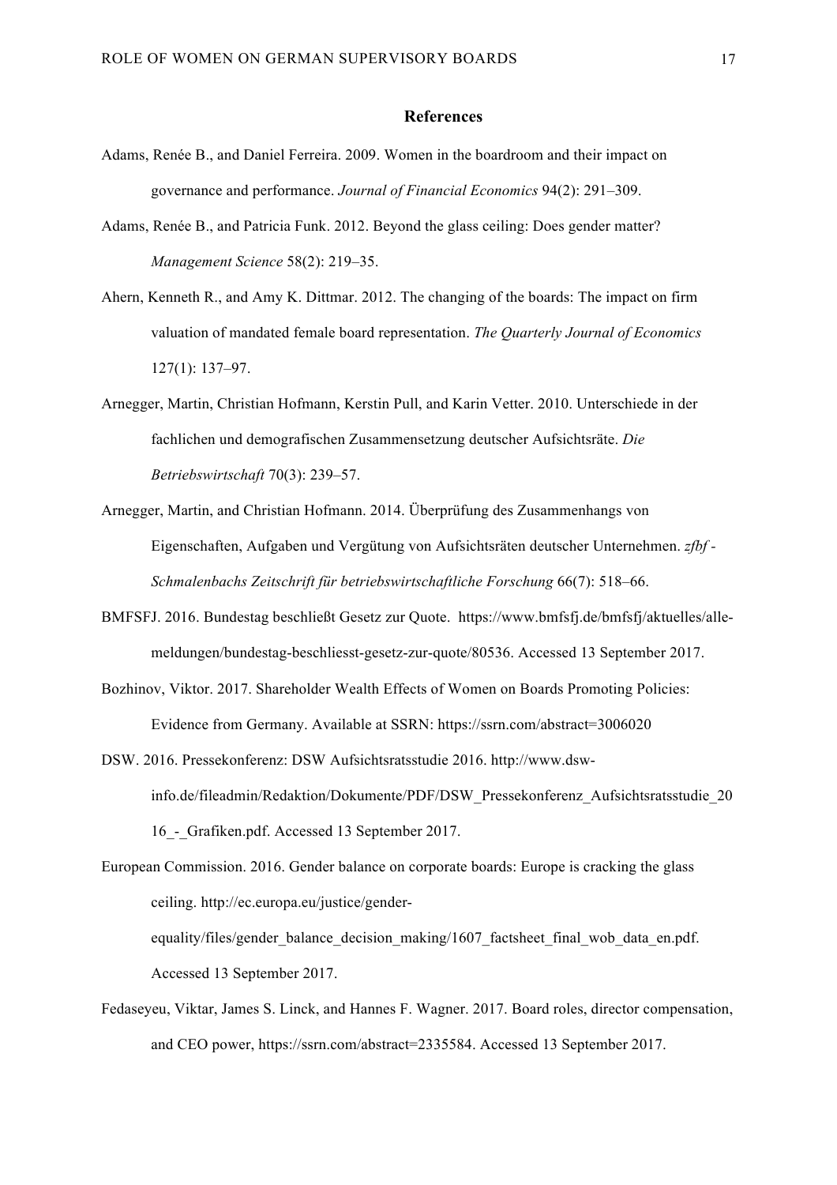## References

Adams, Renée B., and Daniel Ferreira. 2009. Women in the boardroom and their impact on governance and performance. *Journal of Financial Economics* 94(2): 291–309.

Adams, Renée B., and Patricia Funk. 2012. Beyond the glass ceiling: Does gender matter? *Management Science* 58(2): 219–35.

Ahern, Kenneth R., and Amy K. Dittmar. 2012. The changing of the boards: The impact on firm valuation of mandated female board representation. *The Quarterly Journal of Economics* 127(1): 137–97.

Arnegger, Martin, Christian Hofmann, Kerstin Pull, and Karin Vetter. 2010. Unterschiede in der fachlichen und demografischen Zusammensetzung deutscher Aufsichtsräte. *Die Betriebswirtschaft* 70(3): 239–57.

Arnegger, Martin, and Christian Hofmann. 2014. Überprüfung des Zusammenhangs von Eigenschaften, Aufgaben und Vergütung von Aufsichtsräten deutscher Unternehmen. *zfbf - Schmalenbachs Zeitschrift für betriebswirtschaftliche Forschung* 66(7): 518–66.

BMFSFJ. 2016. Bundestag beschließt Gesetz zur Quote. https://www.bmfsfj.de/bmfsfj/aktuelles/alle-meldungen/bundestag-beschliesst-gesetz-zur-quote/80536. Accessed 13 September 2017.

Bozhinov, Viktor. 2017. Shareholder Wealth Effects of Women on Boards Promoting Policies: Evidence from Germany. Available at SSRN: https://ssrn.com/abstract=3006020

DSW. 2016. Pressekonferenz: DSW Aufsichtsratsstudie 2016. http://www.dsw-info.de/fileadmin/Redaktion/Dokumente/PDF/DSW_Pressekonferenz_Aufsichtsratsstudie_2016_-_Grafiken.pdf. Accessed 13 September 2017.

European Commission. 2016. Gender balance on corporate boards: Europe is cracking the glass ceiling. http://ec.europa.eu/justice/gender-equality/files/gender_balance_decision_making/1607_factsheet_final_wob_data_en.pdf. Accessed 13 September 2017.

Fedaseyeu, Viktar, James S. Linck, and Hannes F. Wagner. 2017. Board roles, director compensation, and CEO power, https://ssrn.com/abstract=2335584. Accessed 13 September 2017.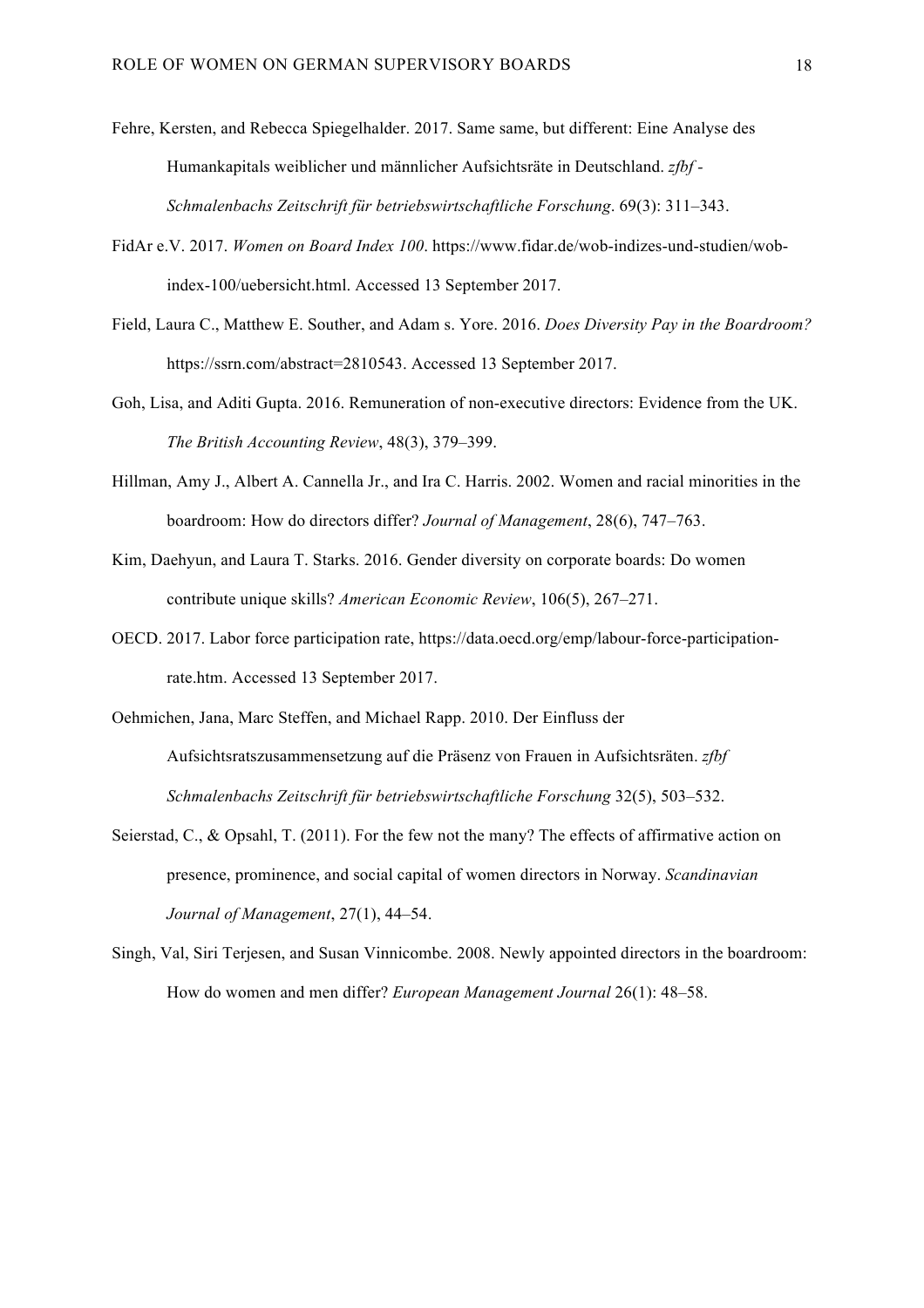Fehre, Kersten, and Rebecca Spiegelhalder. 2017. Same same, but different: Eine Analyse des Humankapitals weiblicher und männlicher Aufsichtsräte in Deutschland. *zfbf - Schmalenbachs Zeitschrift für betriebswirtschaftliche Forschung*. 69(3): 311–343.

FidAr e.V. 2017. *Women on Board Index 100*. https://www.fidar.de/wob-indizes-und-studien/wob-index-100/uebersicht.html. Accessed 13 September 2017.

Field, Laura C., Matthew E. Souther, and Adam s. Yore. 2016. *Does Diversity Pay in the Boardroom?* https://ssrn.com/abstract=2810543. Accessed 13 September 2017.

Goh, Lisa, and Aditi Gupta. 2016. Remuneration of non-executive directors: Evidence from the UK. *The British Accounting Review*, 48(3), 379–399.

Hillman, Amy J., Albert A. Cannella Jr., and Ira C. Harris. 2002. Women and racial minorities in the boardroom: How do directors differ? *Journal of Management*, 28(6), 747–763.

Kim, Daehyun, and Laura T. Starks. 2016. Gender diversity on corporate boards: Do women contribute unique skills? *American Economic Review*, 106(5), 267–271.

OECD. 2017. Labor force participation rate, https://data.oecd.org/emp/labour-force-participation-rate.htm. Accessed 13 September 2017.

Oehmichen, Jana, Marc Steffen, and Michael Rapp. 2010. Der Einfluss der Aufsichtsratszusammensetzung auf die Präsenz von Frauen in Aufsichtsräten. *zfbf Schmalenbachs Zeitschrift für betriebswirtschaftliche Forschung* 32(5), 503–532.

Seierstad, C., & Opsahl, T. (2011). For the few not the many? The effects of affirmative action on presence, prominence, and social capital of women directors in Norway. *Scandinavian Journal of Management*, 27(1), 44–54.

Singh, Val, Siri Terjesen, and Susan Vinnicombe. 2008. Newly appointed directors in the boardroom: How do women and men differ? *European Management Journal* 26(1): 48–58.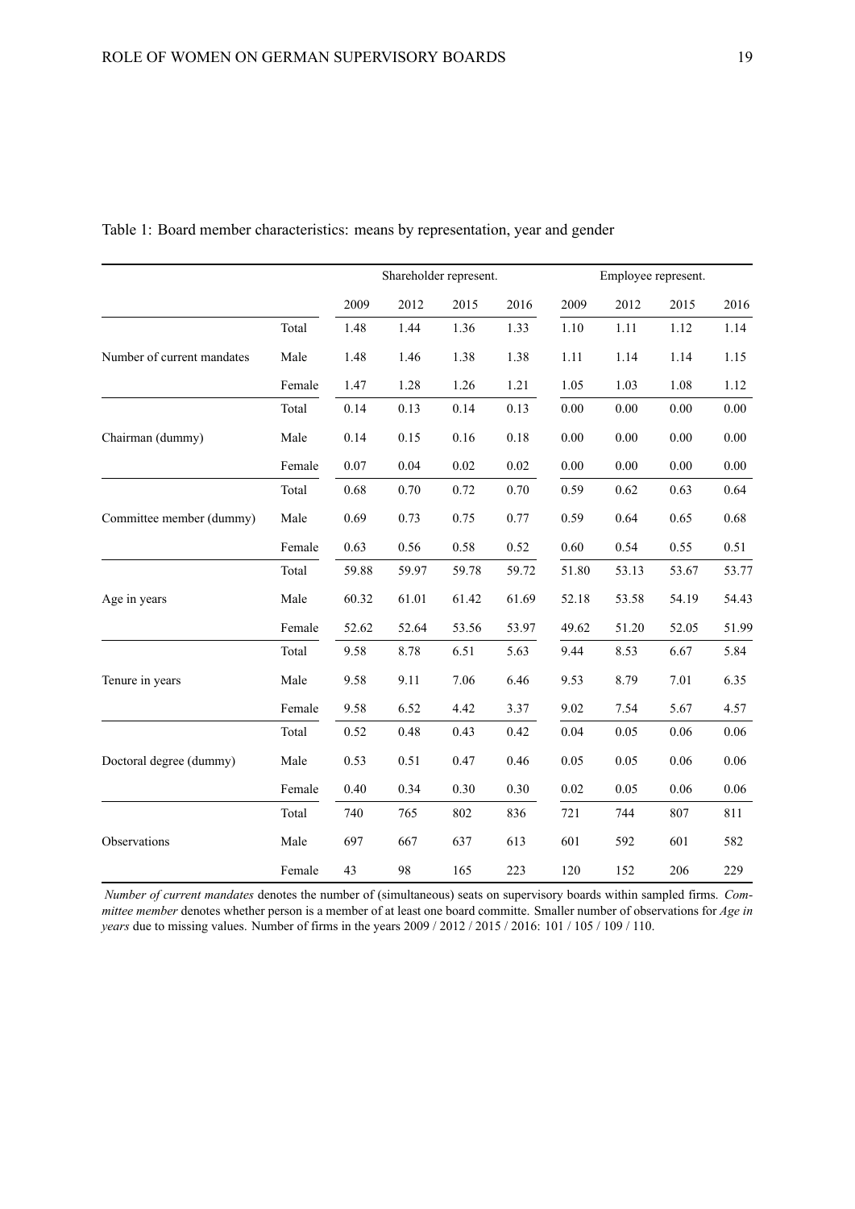Table 1: Board member characteristics: means by representation, year and gender

| | | Shareholder represent. | | | | Employee represent. | | | |
|---|---|---|---|---|---|---|---|---|---|
| | | 2009 | 2012 | 2015 | 2016 | 2009 | 2012 | 2015 | 2016 |
| Number of current mandates | Total | 1.48 | 1.44 | 1.36 | 1.33 | 1.10 | 1.11 | 1.12 | 1.14 |
| | Male | 1.48 | 1.46 | 1.38 | 1.38 | 1.11 | 1.14 | 1.14 | 1.15 |
| | Female | 1.47 | 1.28 | 1.26 | 1.21 | 1.05 | 1.03 | 1.08 | 1.12 |
| Chairman (dummy) | Total | 0.14 | 0.13 | 0.14 | 0.13 | 0.00 | 0.00 | 0.00 | 0.00 |
| | Male | 0.14 | 0.15 | 0.16 | 0.18 | 0.00 | 0.00 | 0.00 | 0.00 |
| | Female | 0.07 | 0.04 | 0.02 | 0.02 | 0.00 | 0.00 | 0.00 | 0.00 |
| Committee member (dummy) | Total | 0.68 | 0.70 | 0.72 | 0.70 | 0.59 | 0.62 | 0.63 | 0.64 |
| | Male | 0.69 | 0.73 | 0.75 | 0.77 | 0.59 | 0.64 | 0.65 | 0.68 |
| | Female | 0.63 | 0.56 | 0.58 | 0.52 | 0.60 | 0.54 | 0.55 | 0.51 |
| Age in years | Total | 59.88 | 59.97 | 59.78 | 59.72 | 51.80 | 53.13 | 53.67 | 53.77 |
| | Male | 60.32 | 61.01 | 61.42 | 61.69 | 52.18 | 53.58 | 54.19 | 54.43 |
| | Female | 52.62 | 52.64 | 53.56 | 53.97 | 49.62 | 51.20 | 52.05 | 51.99 |
| Tenure in years | Total | 9.58 | 8.78 | 6.51 | 5.63 | 9.44 | 8.53 | 6.67 | 5.84 |
| | Male | 9.58 | 9.11 | 7.06 | 6.46 | 9.53 | 8.79 | 7.01 | 6.35 |
| | Female | 9.58 | 6.52 | 4.42 | 3.37 | 9.02 | 7.54 | 5.67 | 4.57 |
| Doctoral degree (dummy) | Total | 0.52 | 0.48 | 0.43 | 0.42 | 0.04 | 0.05 | 0.06 | 0.06 |
| | Male | 0.53 | 0.51 | 0.47 | 0.46 | 0.05 | 0.05 | 0.06 | 0.06 |
| | Female | 0.40 | 0.34 | 0.30 | 0.30 | 0.02 | 0.05 | 0.06 | 0.06 |
| Observations | Total | 740 | 765 | 802 | 836 | 721 | 744 | 807 | 811 |
| | Male | 697 | 667 | 637 | 613 | 601 | 592 | 601 | 582 |
| | Female | 43 | 98 | 165 | 223 | 120 | 152 | 206 | 229 |

*Number of current mandates* denotes the number of (simultaneous) seats on supervisory boards within sampled firms. *Committee member* denotes whether person is a member of at least one board committe. Smaller number of observations for *Age in years* due to missing values. Number of firms in the years 2009 / 2012 / 2015 / 2016: 101 / 105 / 109 / 110.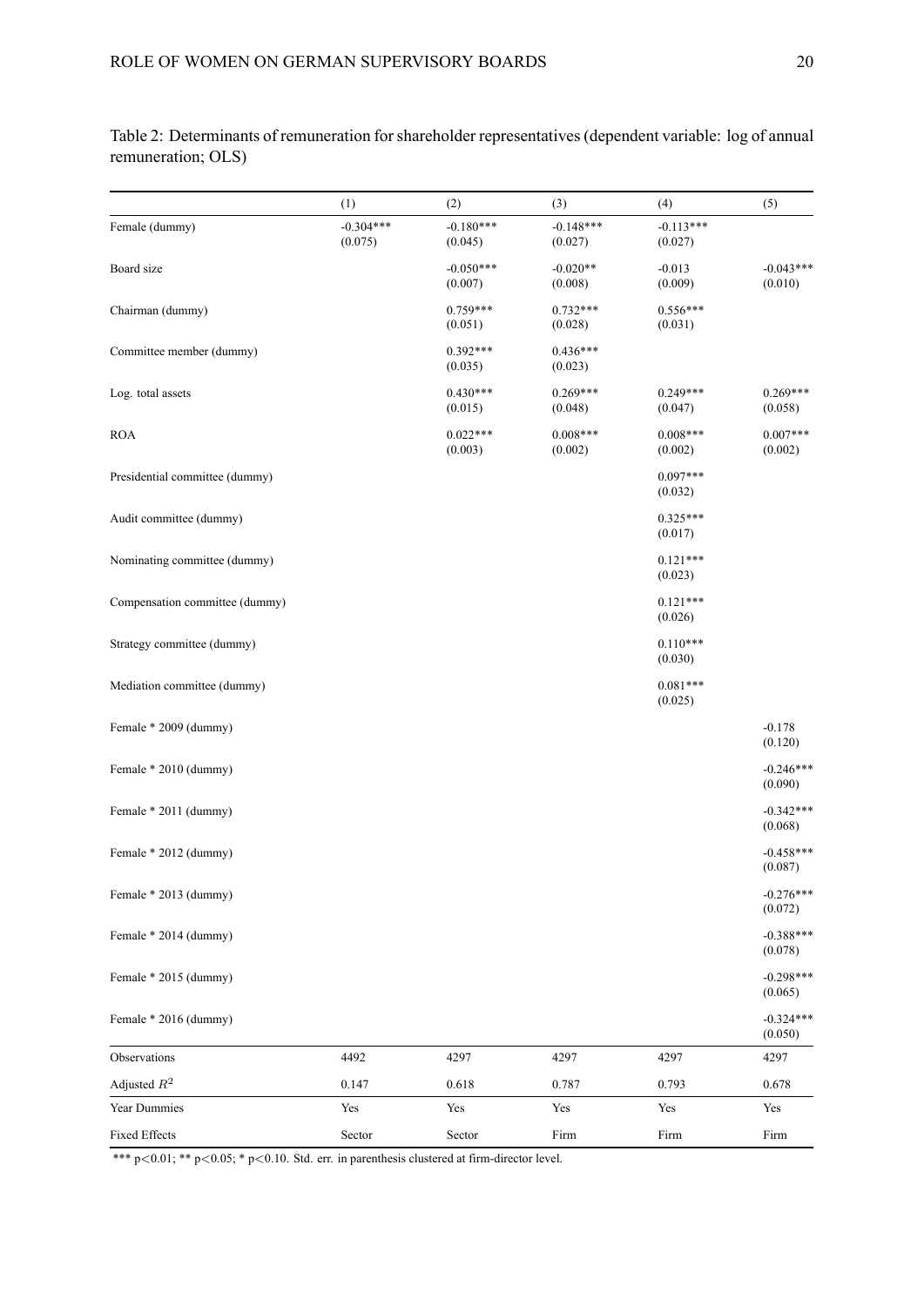Table 2: Determinants of remuneration for shareholder representatives (dependent variable: log of annual remuneration; OLS)

| | (1) | (2) | (3) | (4) | (5) |
|---|---|---|---|---|---|
| Female (dummy) | -0.304*** (0.075) | -0.180*** (0.045) | -0.148*** (0.027) | -0.113*** (0.027) | |
| Board size | | -0.050*** (0.007) | -0.020** (0.008) | -0.013 (0.009) | -0.043*** (0.010) |
| Chairman (dummy) | | 0.759*** (0.051) | 0.732*** (0.028) | 0.556*** (0.031) | |
| Committee member (dummy) | | 0.392*** (0.035) | 0.436*** (0.023) | | |
| Log. total assets | | 0.430*** (0.015) | 0.269*** (0.048) | 0.249*** (0.047) | 0.269*** (0.058) |
| ROA | | 0.022*** (0.003) | 0.008*** (0.002) | 0.008*** (0.002) | 0.007*** (0.002) |
| Presidential committee (dummy) | | | | 0.097*** (0.032) | |
| Audit committee (dummy) | | | | 0.325*** (0.017) | |
| Nominating committee (dummy) | | | | 0.121*** (0.023) | |
| Compensation committee (dummy) | | | | 0.121*** (0.026) | |
| Strategy committee (dummy) | | | | 0.110*** (0.030) | |
| Mediation committee (dummy) | | | | 0.081*** (0.025) | |
| Female * 2009 (dummy) | | | | | -0.178 (0.120) |
| Female * 2010 (dummy) | | | | | -0.246*** (0.090) |
| Female * 2011 (dummy) | | | | | -0.342*** (0.068) |
| Female * 2012 (dummy) | | | | | -0.458*** (0.087) |
| Female * 2013 (dummy) | | | | | -0.276*** (0.072) |
| Female * 2014 (dummy) | | | | | -0.388*** (0.078) |
| Female * 2015 (dummy) | | | | | -0.298*** (0.065) |
| Female * 2016 (dummy) | | | | | -0.324*** (0.050) |
| Observations | 4492 | 4297 | 4297 | 4297 | 4297 |
| Adjusted $R^2$ | 0.147 | 0.618 | 0.787 | 0.793 | 0.678 |
| Year Dummies | Yes | Yes | Yes | Yes | Yes |
| Fixed Effects | Sector | Sector | Firm | Firm | Firm |

*** $p<0.01$; ** $p<0.05$; * $p<0.10$. Std. err. in parenthesis clustered at firm-director level.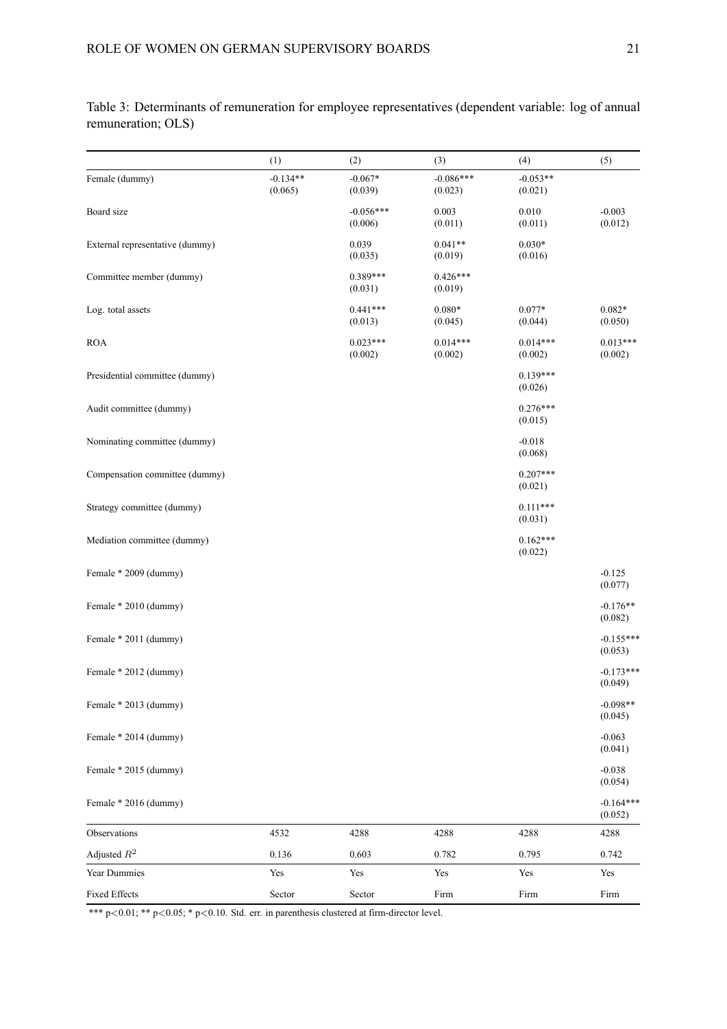Table 3: Determinants of remuneration for employee representatives (dependent variable: log of annual remuneration; OLS)

| | (1) | (2) | (3) | (4) | (5) |
|---|---|---|---|---|---|
| Female (dummy) | -0.134**<br>(0.065) | -0.067*<br>(0.039) | -0.086***<br>(0.023) | -0.053**<br>(0.021) | |
| Board size | | -0.056***<br>(0.006) | 0.003<br>(0.011) | 0.010<br>(0.011) | -0.003<br>(0.012) |
| External representative (dummy) | | 0.039<br>(0.035) | 0.041**<br>(0.019) | 0.030*<br>(0.016) | |
| Committee member (dummy) | | 0.389***<br>(0.031) | 0.426***<br>(0.019) | | |
| Log. total assets | | 0.441***<br>(0.013) | 0.080*<br>(0.045) | 0.077*<br>(0.044) | 0.082*<br>(0.050) |
| ROA | | 0.023***<br>(0.002) | 0.014***<br>(0.002) | 0.014***<br>(0.002) | 0.013***<br>(0.002) |
| Presidential committee (dummy) | | | | 0.139***<br>(0.026) | |
| Audit committee (dummy) | | | | 0.276***<br>(0.015) | |
| Nominating committee (dummy) | | | | -0.018<br>(0.068) | |
| Compensation committee (dummy) | | | | 0.207***<br>(0.021) | |
| Strategy committee (dummy) | | | | 0.111***<br>(0.031) | |
| Mediation committee (dummy) | | | | 0.162***<br>(0.022) | |
| Female * 2009 (dummy) | | | | | -0.125<br>(0.077) |
| Female * 2010 (dummy) | | | | | -0.176**<br>(0.082) |
| Female * 2011 (dummy) | | | | | -0.155***<br>(0.053) |
| Female * 2012 (dummy) | | | | | -0.173***<br>(0.049) |
| Female * 2013 (dummy) | | | | | -0.098**<br>(0.045) |
| Female * 2014 (dummy) | | | | | -0.063<br>(0.041) |
| Female * 2015 (dummy) | | | | | -0.038<br>(0.054) |
| Female * 2016 (dummy) | | | | | -0.164***<br>(0.052) |
| Observations | 4532 | 4288 | 4288 | 4288 | 4288 |
| Adjusted $R^2$ | 0.136 | 0.603 | 0.782 | 0.795 | 0.742 |
| Year Dummies | Yes | Yes | Yes | Yes | Yes |
| Fixed Effects | Sector | Sector | Firm | Firm | Firm |

*** $p<0.01$; ** $p<0.05$; * $p<0.10$. Std. err. in parenthesis clustered at firm-director level.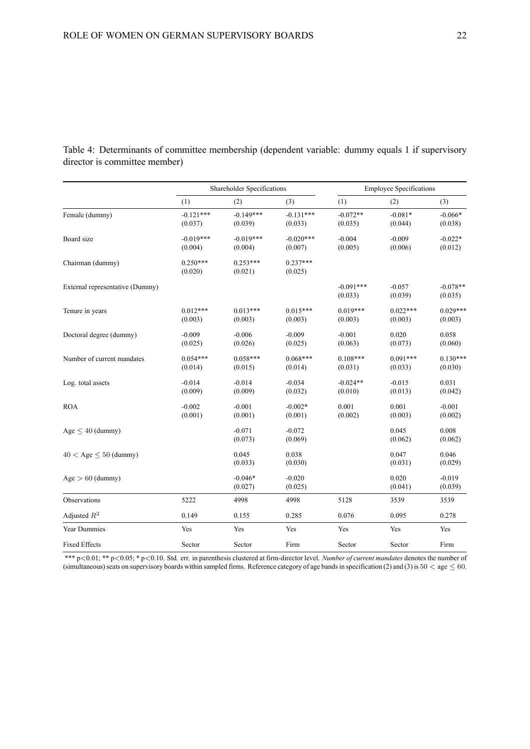Table 4: Determinants of committee membership (dependent variable: dummy equals 1 if supervisory director is committee member)

| | Shareholder Specifications | | | Employee Specifications | | |
|---|---|---|---|---|---|---|
| | (1) | (2) | (3) | (1) | (2) | (3) |
| Female (dummy) | -0.121***<br>(0.037) | -0.149***<br>(0.039) | -0.131***<br>(0.033) | -0.072**<br>(0.035) | -0.081*<br>(0.044) | -0.066*<br>(0.038) |
| Board size | -0.019***<br>(0.004) | -0.019***<br>(0.004) | -0.020***<br>(0.007) | -0.004<br>(0.005) | -0.009<br>(0.006) | -0.022*<br>(0.012) |
| Chairman (dummy) | 0.250***<br>(0.020) | 0.253***<br>(0.021) | 0.237***<br>(0.025) | | | |
| External representative (Dummy) | | | | -0.091***<br>(0.033) | -0.057<br>(0.039) | -0.078**<br>(0.035) |
| Tenure in years | 0.012***<br>(0.003) | 0.013***<br>(0.003) | 0.015***<br>(0.003) | 0.019***<br>(0.003) | 0.022***<br>(0.003) | 0.029***<br>(0.003) |
| Doctoral degree (dummy) | -0.009<br>(0.025) | -0.006<br>(0.026) | -0.009<br>(0.025) | -0.001<br>(0.063) | 0.020<br>(0.073) | 0.058<br>(0.060) |
| Number of current mandates | 0.054***<br>(0.014) | 0.058***<br>(0.015) | 0.068***<br>(0.014) | 0.108***<br>(0.031) | 0.091***<br>(0.033) | 0.130***<br>(0.030) |
| Log. total assets | -0.014<br>(0.009) | -0.014<br>(0.009) | -0.034<br>(0.032) | -0.024**<br>(0.010) | -0.015<br>(0.013) | 0.031<br>(0.042) |
| ROA | -0.002<br>(0.001) | -0.001<br>(0.001) | -0.002*<br>(0.001) | 0.001<br>(0.002) | 0.001<br>(0.003) | -0.001<br>(0.002) |
| Age $\leq$ 40 (dummy) | | -0.071<br>(0.073) | -0.072<br>(0.069) | | 0.045<br>(0.062) | 0.008<br>(0.062) |
| $40 <$ Age $\leq 50$ (dummy) | | 0.045<br>(0.033) | 0.038<br>(0.030) | | 0.047<br>(0.031) | 0.046<br>(0.029) |
| Age $> 60$ (dummy) | | -0.046*<br>(0.027) | -0.020<br>(0.025) | | 0.020<br>(0.041) | -0.019<br>(0.039) |
| Observations | 5222 | 4998 | 4998 | 5128 | 3539 | 3539 |
| Adjusted $R^2$ | 0.149 | 0.155 | 0.285 | 0.076 | 0.095 | 0.278 |
| Year Dummies | Yes | Yes | Yes | Yes | Yes | Yes |
| Fixed Effects | Sector | Sector | Firm | Sector | Sector | Firm |

*** p<0.01; ** p<0.05; * p<0.10. Std. err. in parenthesis clustered at firm-director level. *Number of current mandates* denotes the number of (simultaneous) seats on supervisory boards within sampled firms. Reference category of age bands in specification (2) and (3) is $50 <$ age $\leq 60$.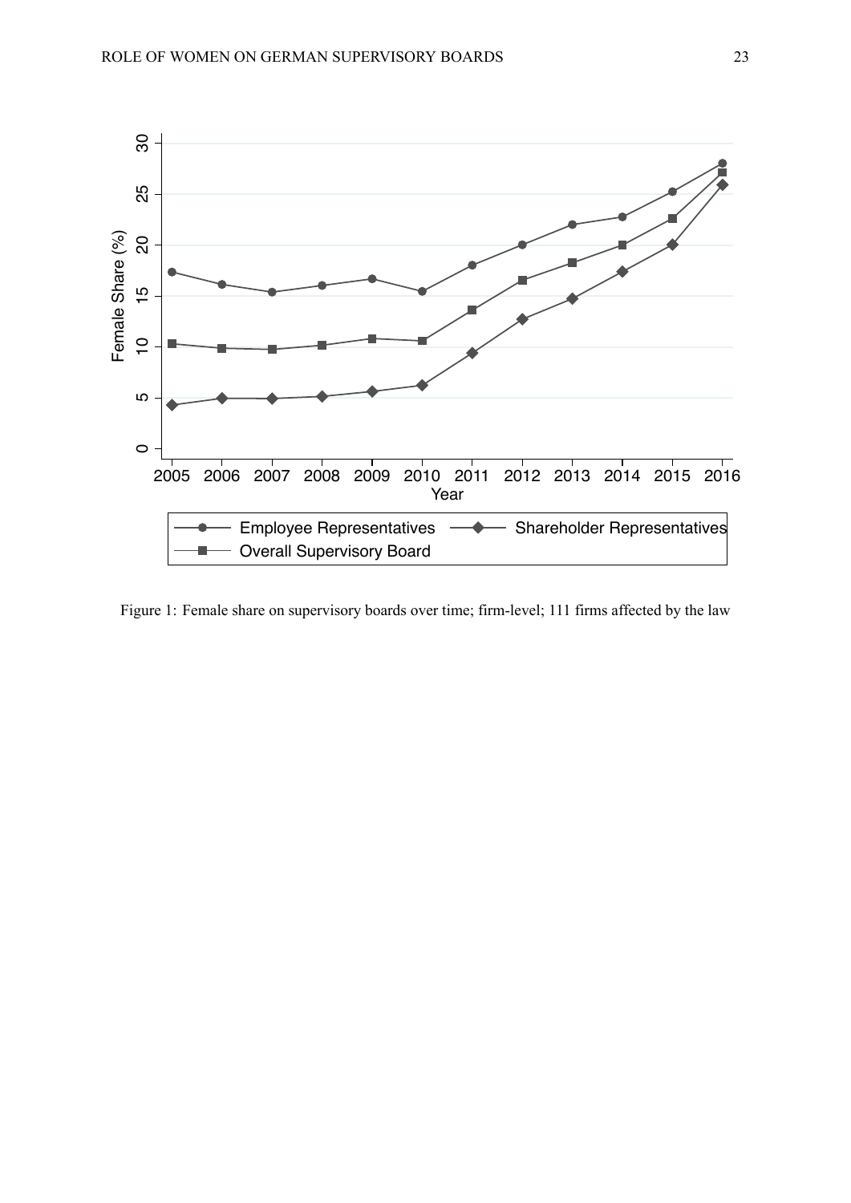Figure 1: Female share on supervisory boards over time; firm-level; 111 firms affected by the law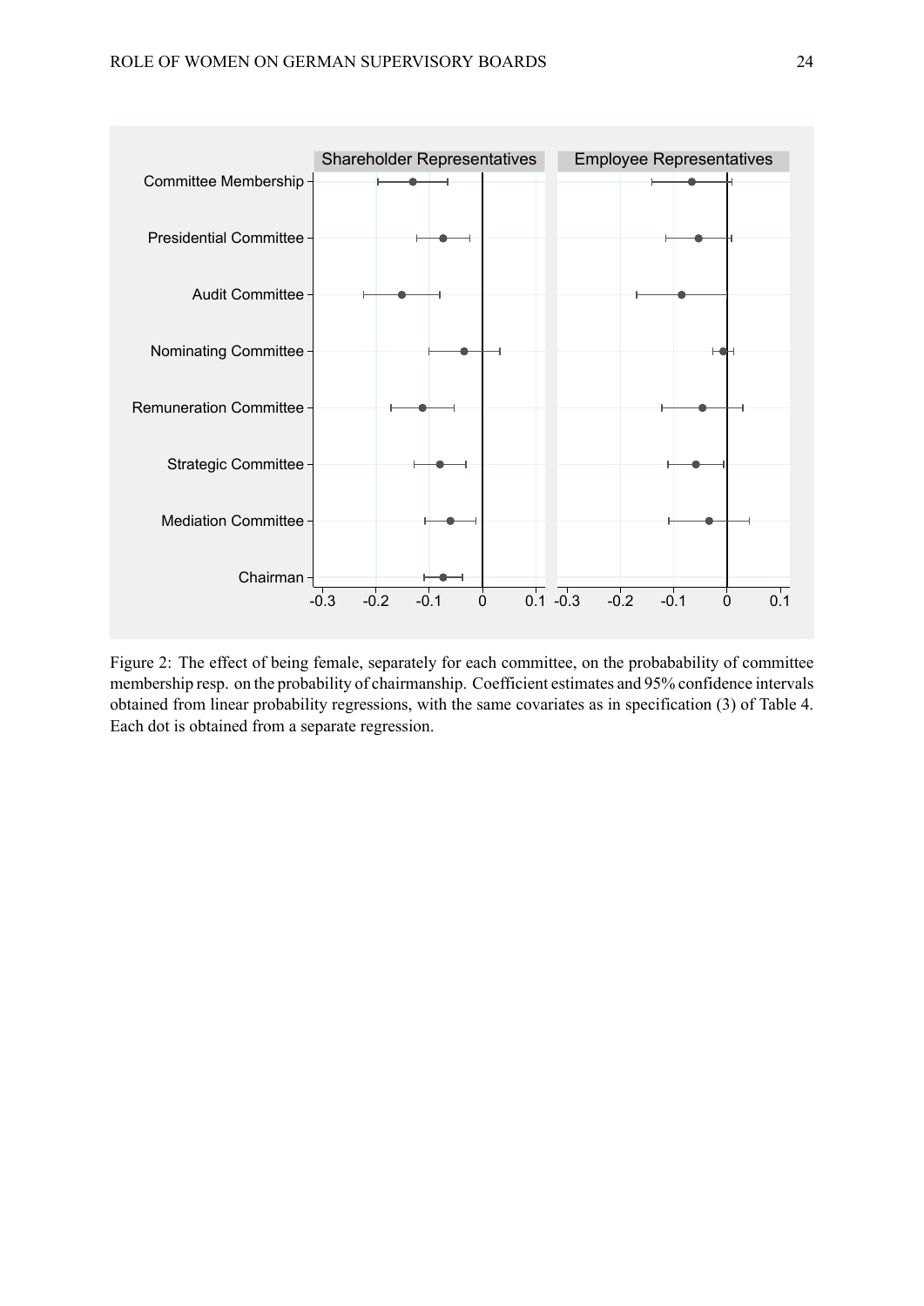Figure 2: The effect of being female, separately for each committee, on the probabability of committee membership resp. on the probability of chairmanship. Coefficient estimates and 95% confidence intervals obtained from linear probability regressions, with the same covariates as in specification (3) of Table 4. Each dot is obtained from a separate regression.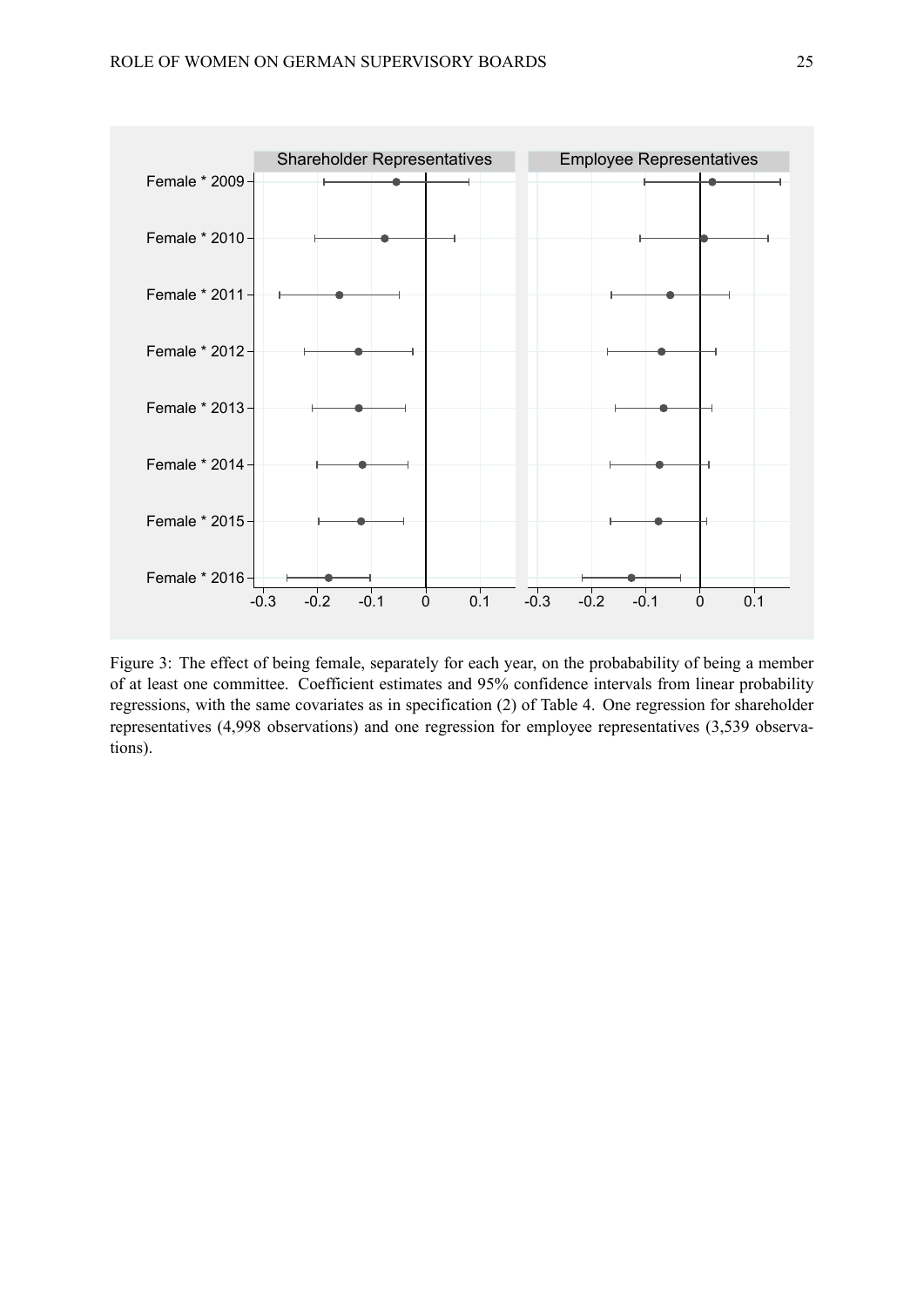Figure 3: The effect of being female, separately for each year, on the probabability of being a member of at least one committee. Coefficient estimates and 95% confidence intervals from linear probability regressions, with the same covariates as in specification (2) of Table 4. One regression for shareholder representatives (4,998 observations) and one regression for employee representatives (3,539 observations).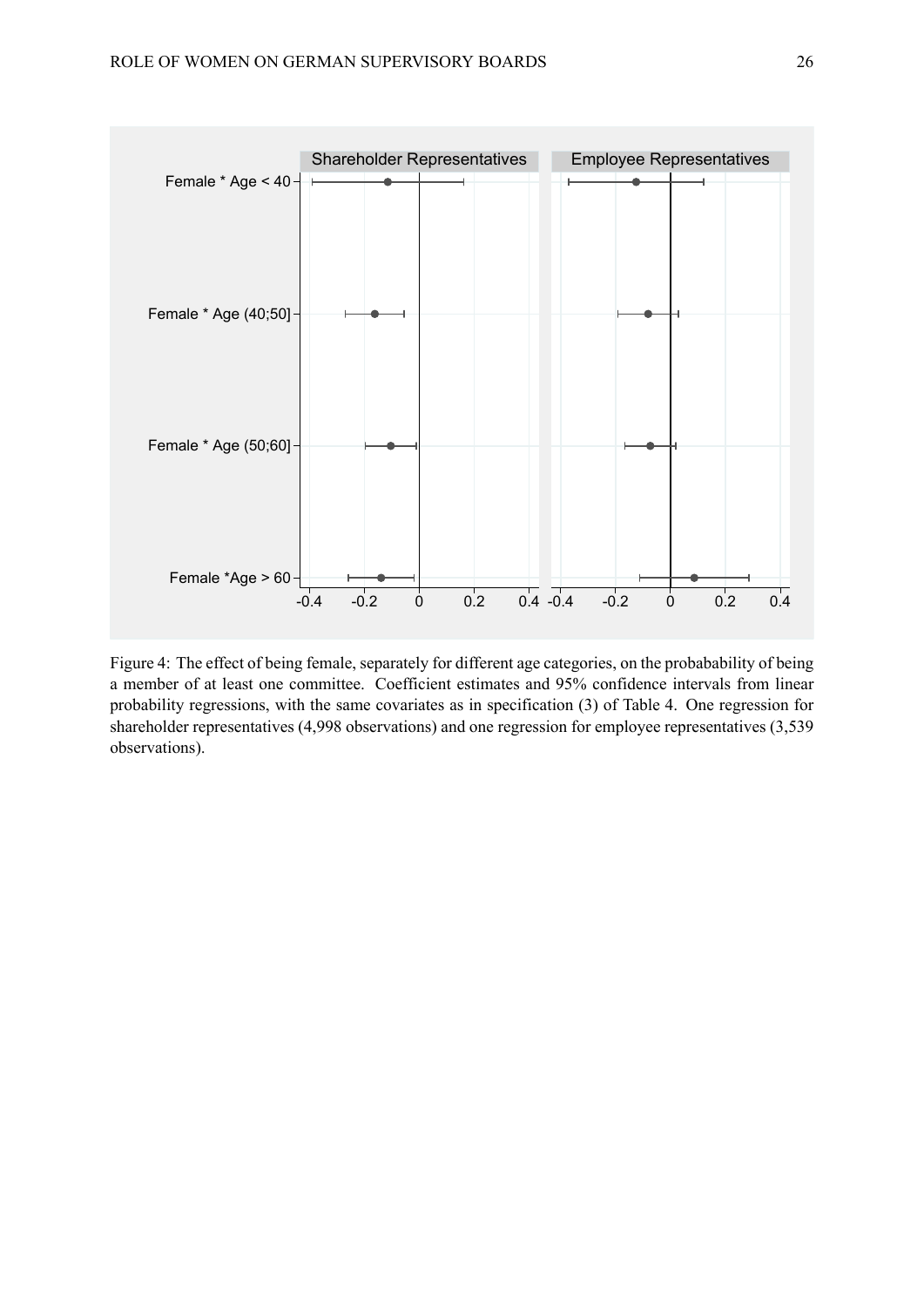Figure 4: The effect of being female, separately for different age categories, on the probabability of being a member of at least one committee. Coefficient estimates and 95% confidence intervals from linear probability regressions, with the same covariates as in specification (3) of Table 4. One regression for shareholder representatives (4,998 observations) and one regression for employee representatives (3,539 observations).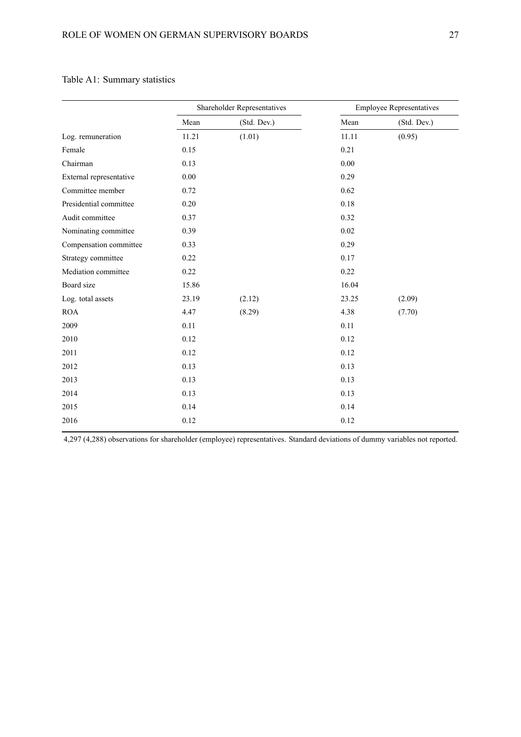Table A1: Summary statistics

| | Shareholder Representatives | | Employee Representatives | |
|---|---|---|---|---|
| | Mean | (Std. Dev.) | Mean | (Std. Dev.) |
| Log. remuneration | 11.21 | (1.01) | 11.11 | (0.95) |
| Female | 0.15 | | 0.21 | |
| Chairman | 0.13 | | 0.00 | |
| External representative | 0.00 | | 0.29 | |
| Committee member | 0.72 | | 0.62 | |
| Presidential committee | 0.20 | | 0.18 | |
| Audit committee | 0.37 | | 0.32 | |
| Nominating committee | 0.39 | | 0.02 | |
| Compensation committee | 0.33 | | 0.29 | |
| Strategy committee | 0.22 | | 0.17 | |
| Mediation committee | 0.22 | | 0.22 | |
| Board size | 15.86 | | 16.04 | |
| Log. total assets | 23.19 | (2.12) | 23.25 | (2.09) |
| ROA | 4.47 | (8.29) | 4.38 | (7.70) |
| 2009 | 0.11 | | 0.11 | |
| 2010 | 0.12 | | 0.12 | |
| 2011 | 0.12 | | 0.12 | |
| 2012 | 0.13 | | 0.13 | |
| 2013 | 0.13 | | 0.13 | |
| 2014 | 0.13 | | 0.13 | |
| 2015 | 0.14 | | 0.14 | |
| 2016 | 0.12 | | 0.12 | |

4,297 (4,288) observations for shareholder (employee) representatives. Standard deviations of dummy variables not reported.